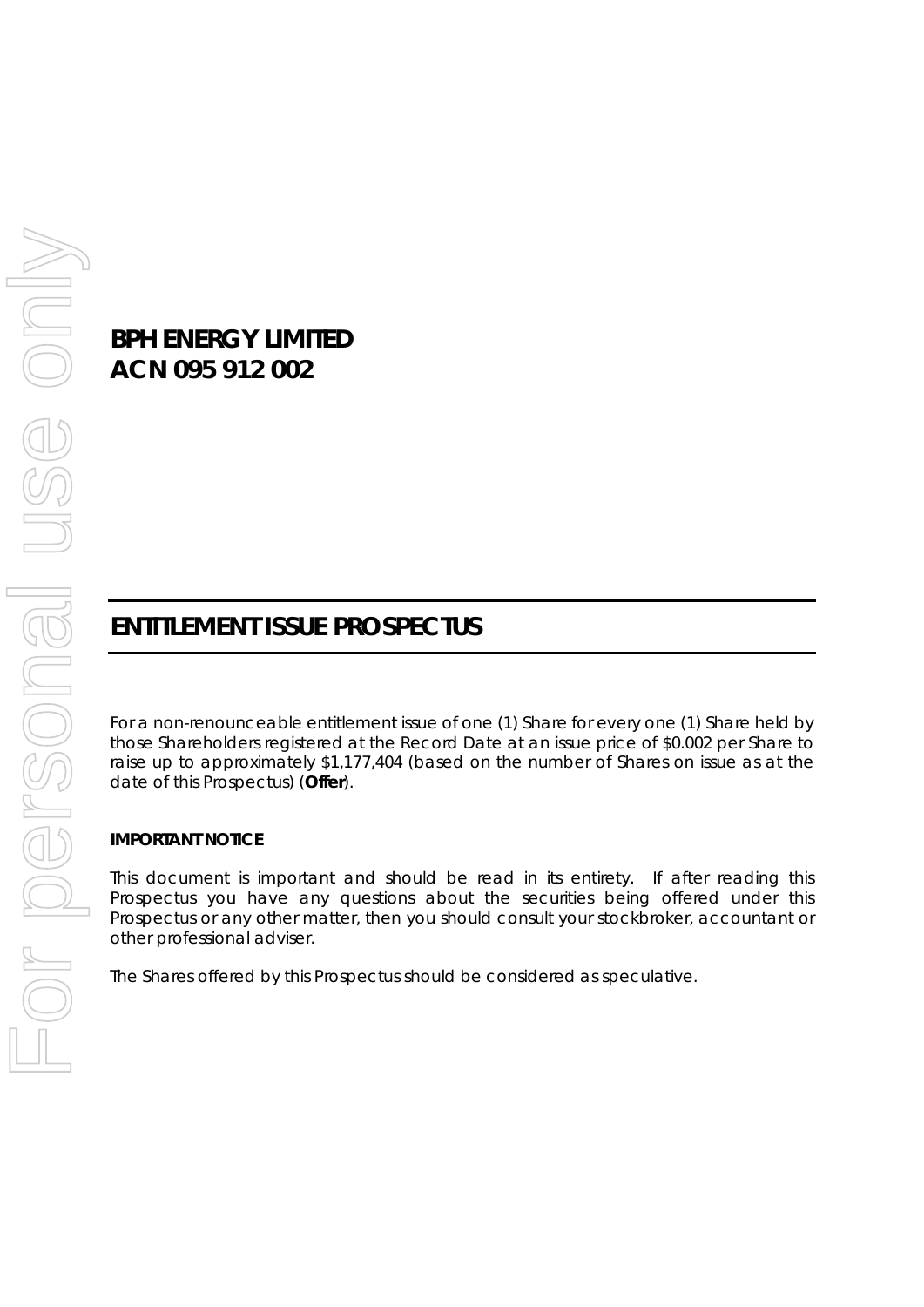# BPH ENERGY LIMITED
# ACN 095 912 002

## ENTITLEMENT ISSUE PROSPECTUS

For a non-renounceable entitlement issue of one (1) Share for every one (1) Share held by those Shareholders registered at the Record Date at an issue price of $0.002 per Share to raise up to approximately $1,177,404 (based on the number of Shares on issue as at the date of this Prospectus) (**Offer**).

**IMPORTANT NOTICE**

This document is important and should be read in its entirety. If after reading this Prospectus you have any questions about the securities being offered under this Prospectus or any other matter, then you should consult your stockbroker, accountant or other professional adviser.

The Shares offered by this Prospectus should be considered as speculative.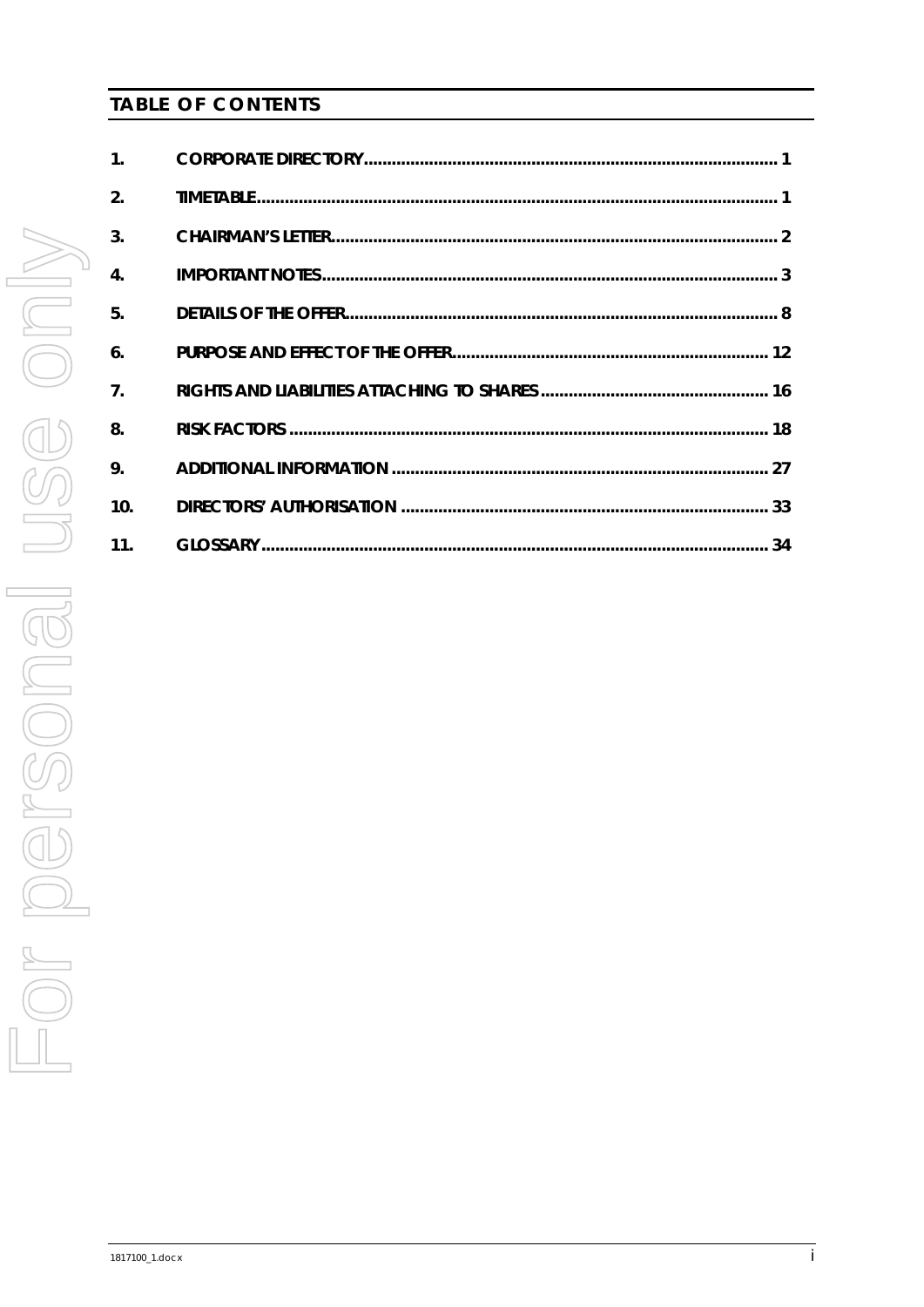## TABLE OF CONTENTS

| | | |
|---|---|---|
| 1. | CORPORATE DIRECTORY | 1 |
| 2. | TIMETABLE | 1 |
| 3. | CHAIRMAN'S LETTER | 2 |
| 4. | IMPORTANT NOTES | 3 |
| 5. | DETAILS OF THE OFFER | 8 |
| 6. | PURPOSE AND EFFECT OF THE OFFER | 12 |
| 7. | RIGHTS AND LIABILITIES ATTACHING TO SHARES | 16 |
| 8. | RISK FACTORS | 18 |
| 9. | ADDITIONAL INFORMATION | 27 |
| 10. | DIRECTORS' AUTHORISATION | 33 |
| 11. | GLOSSARY | 34 |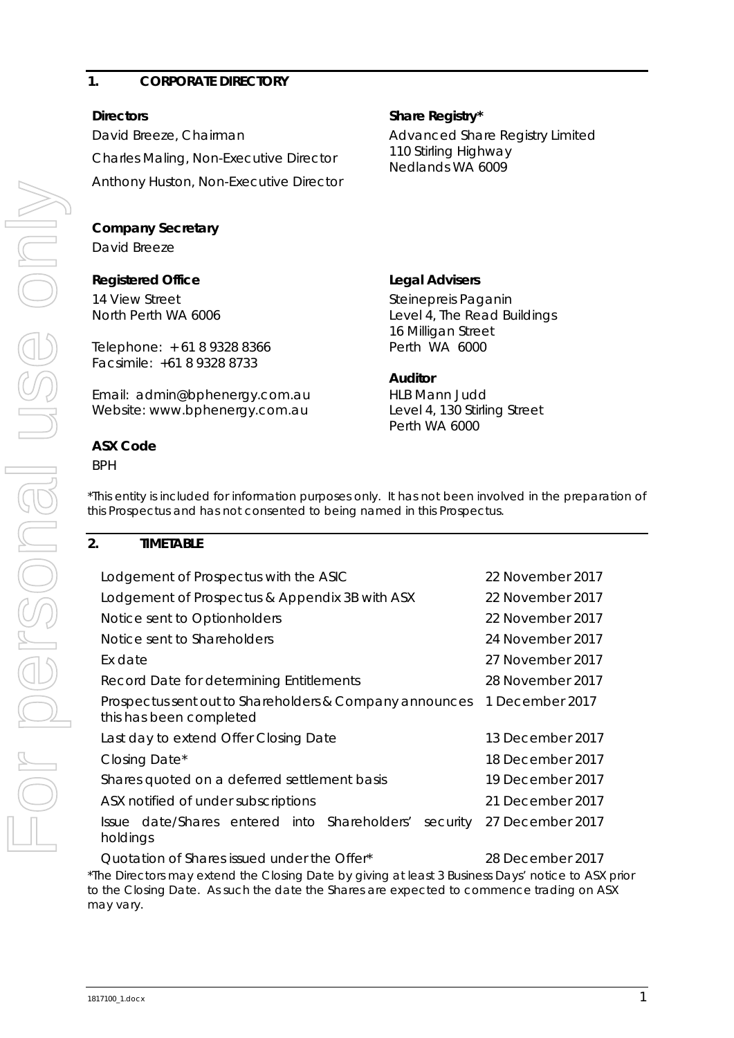## 1. CORPORATE DIRECTORY

**Directors**

David Breeze, Chairman

Charles Maling, Non-Executive Director

Anthony Huston, Non-Executive Director

**Company Secretary**

David Breeze

**Registered Office**

14 View Street
North Perth WA 6006

Telephone: + 61 8 9328 8366
Facsimile: +61 8 9328 8733

Email: admin@bphenergy.com.au
Website: www.bphenergy.com.au

**ASX Code**

BPH

**Share Registry***

Advanced Share Registry Limited
110 Stirling Highway
Nedlands WA 6009

**Legal Advisers**

Steinepreis Paganin
Level 4, The Read Buildings
16 Milligan Street
Perth WA 6000

**Auditor**

HLB Mann Judd
Level 4, 130 Stirling Street
Perth WA 6000

*This entity is included for information purposes only. It has not been involved in the preparation of this Prospectus and has not consented to being named in this Prospectus.*

## 2. TIMETABLE

| | |
|---|---|
| Lodgement of Prospectus with the ASIC | 22 November 2017 |
| Lodgement of Prospectus & Appendix 3B with ASX | 22 November 2017 |
| Notice sent to Optionholders | 22 November 2017 |
| Notice sent to Shareholders | 24 November 2017 |
| Ex date | 27 November 2017 |
| Record Date for determining Entitlements | 28 November 2017 |
| Prospectus sent out to Shareholders & Company announces this has been completed | 1 December 2017 |
| Last day to extend Offer Closing Date | 13 December 2017 |
| Closing Date* | 18 December 2017 |
| Shares quoted on a deferred settlement basis | 19 December 2017 |
| ASX notified of under subscriptions | 21 December 2017 |
| Issue date/Shares entered into Shareholders' security holdings | 27 December 2017 |
| Quotation of Shares issued under the Offer* | 28 December 2017 |

*The Directors may extend the Closing Date by giving at least 3 Business Days' notice to ASX prior to the Closing Date. As such the date the Shares are expected to commence trading on ASX may vary.*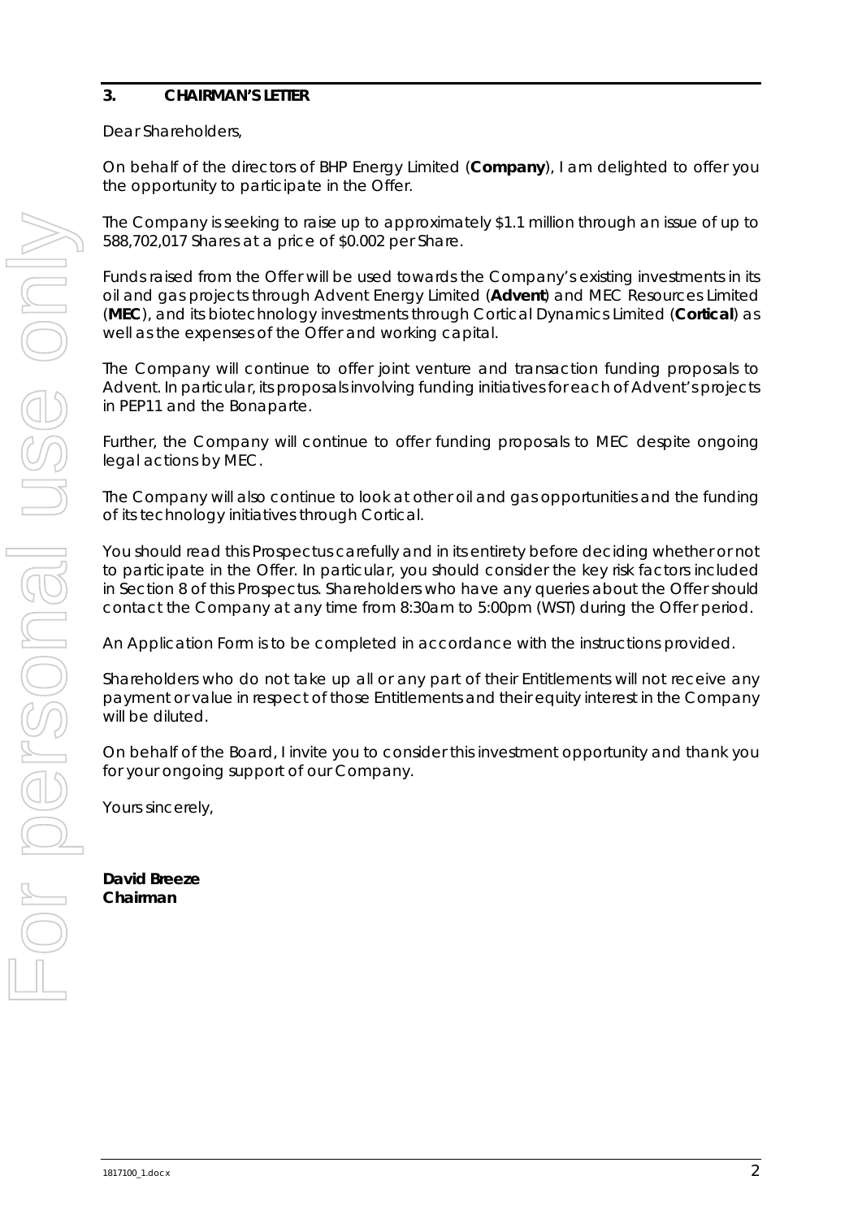## 3. CHAIRMAN'S LETTER

Dear Shareholders,

On behalf of the directors of BHP Energy Limited (**Company**), I am delighted to offer you the opportunity to participate in the Offer.

The Company is seeking to raise up to approximately $1.1 million through an issue of up to 588,702,017 Shares at a price of $0.002 per Share.

Funds raised from the Offer will be used towards the Company's existing investments in its oil and gas projects through Advent Energy Limited (**Advent**) and MEC Resources Limited (**MEC**), and its biotechnology investments through Cortical Dynamics Limited (**Cortical**) as well as the expenses of the Offer and working capital.

The Company will continue to offer joint venture and transaction funding proposals to Advent. In particular, its proposals involving funding initiatives for each of Advent's projects in PEP11 and the Bonaparte.

Further, the Company will continue to offer funding proposals to MEC despite ongoing legal actions by MEC.

The Company will also continue to look at other oil and gas opportunities and the funding of its technology initiatives through Cortical.

You should read this Prospectus carefully and in its entirety before deciding whether or not to participate in the Offer. In particular, you should consider the key risk factors included in Section 8 of this Prospectus. Shareholders who have any queries about the Offer should contact the Company at any time from 8:30am to 5:00pm (WST) during the Offer period.

An Application Form is to be completed in accordance with the instructions provided.

Shareholders who do not take up all or any part of their Entitlements will not receive any payment or value in respect of those Entitlements and their equity interest in the Company will be diluted.

On behalf of the Board, I invite you to consider this investment opportunity and thank you for your ongoing support of our Company.

Yours sincerely,

**David Breeze**
**Chairman**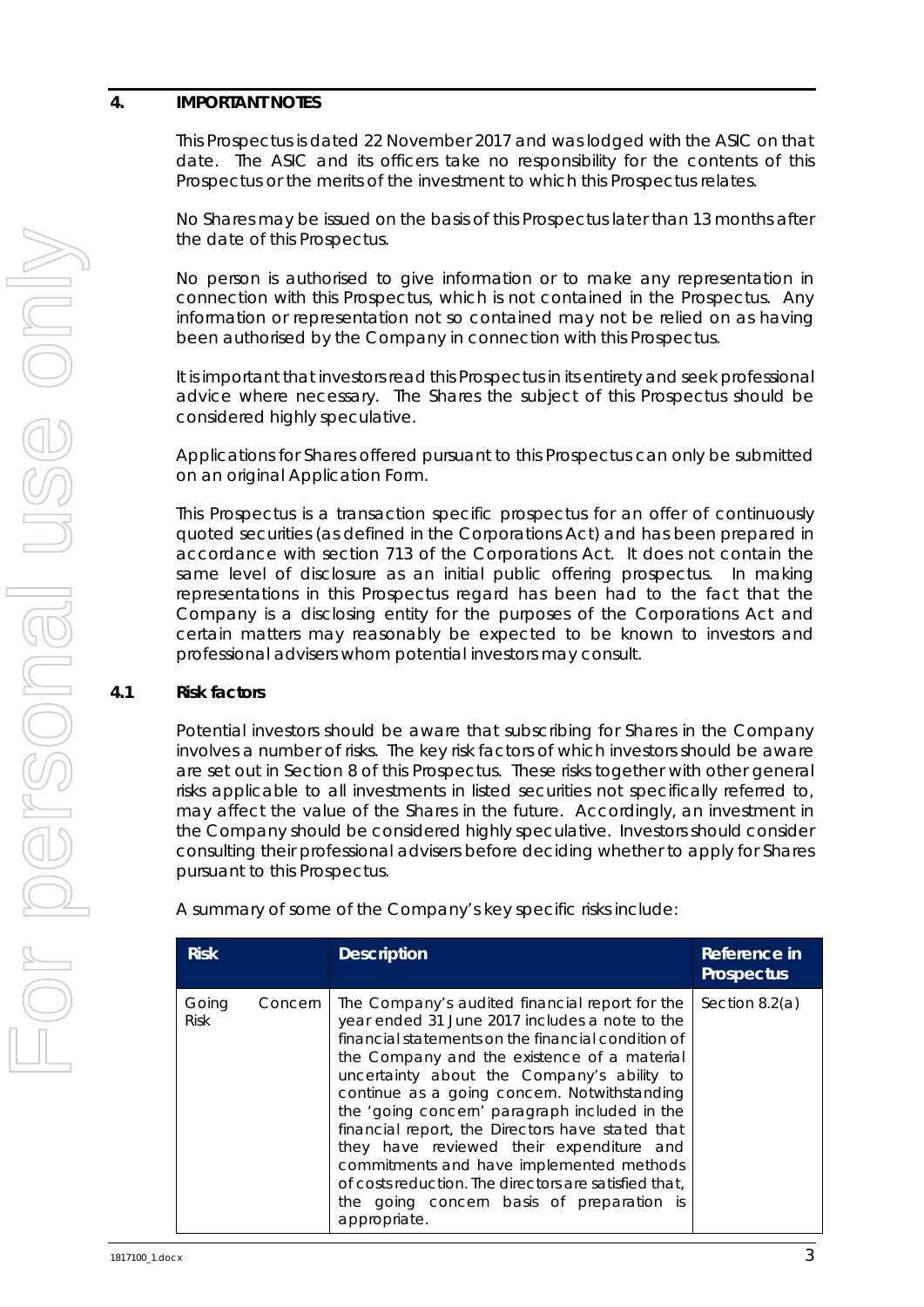## 4. IMPORTANT NOTES

This Prospectus is dated 22 November 2017 and was lodged with the ASIC on that date. The ASIC and its officers take no responsibility for the contents of this Prospectus or the merits of the investment to which this Prospectus relates.

No Shares may be issued on the basis of this Prospectus later than 13 months after the date of this Prospectus.

No person is authorised to give information or to make any representation in connection with this Prospectus, which is not contained in the Prospectus. Any information or representation not so contained may not be relied on as having been authorised by the Company in connection with this Prospectus.

It is important that investors read this Prospectus in its entirety and seek professional advice where necessary. The Shares the subject of this Prospectus should be considered highly speculative.

Applications for Shares offered pursuant to this Prospectus can only be submitted on an original Application Form.

This Prospectus is a transaction specific prospectus for an offer of continuously quoted securities (as defined in the Corporations Act) and has been prepared in accordance with section 713 of the Corporations Act. It does not contain the same level of disclosure as an initial public offering prospectus. In making representations in this Prospectus regard has been had to the fact that the Company is a disclosing entity for the purposes of the Corporations Act and certain matters may reasonably be expected to be known to investors and professional advisers whom potential investors may consult.

### 4.1 Risk factors

Potential investors should be aware that subscribing for Shares in the Company involves a number of risks. The key risk factors of which investors should be aware are set out in Section 8 of this Prospectus. These risks together with other general risks applicable to all investments in listed securities not specifically referred to, may affect the value of the Shares in the future. Accordingly, an investment in the Company should be considered highly speculative. Investors should consider consulting their professional advisers before deciding whether to apply for Shares pursuant to this Prospectus.

A summary of some of the Company's key specific risks include:

| Risk | Description | Reference in Prospectus |
|---|---|---|
| Going Concern Risk | The Company's audited financial report for the year ended 31 June 2017 includes a note to the financial statements on the financial condition of the Company and the existence of a material uncertainty about the Company's ability to continue as a going concern. Notwithstanding the 'going concern' paragraph included in the financial report, the Directors have stated that they have reviewed their expenditure and commitments and have implemented methods of costs reduction. The directors are satisfied that, the going concern basis of preparation is appropriate. | Section 8.2(a) |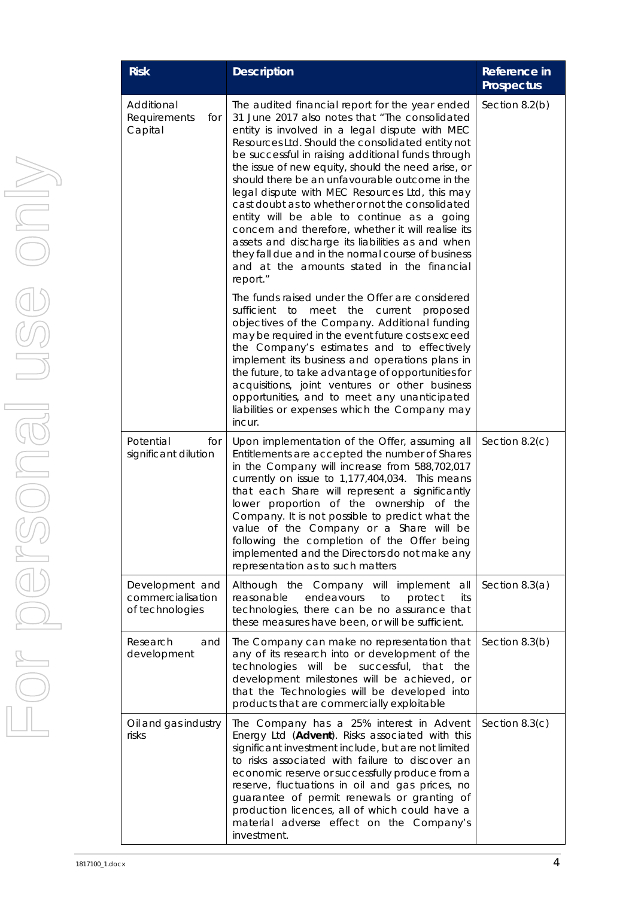| Risk | Description | Reference in Prospectus |
| --- | --- | --- |
| Additional Requirements for Capital | The audited financial report for the year ended 31 June 2017 also notes that "The consolidated entity is involved in a legal dispute with MEC Resources Ltd. Should the consolidated entity not be successful in raising additional funds through the issue of new equity, should the need arise, or should there be an unfavourable outcome in the legal dispute with MEC Resources Ltd, this may cast doubt as to whether or not the consolidated entity will be able to continue as a going concern and therefore, whether it will realise its assets and discharge its liabilities as and when they fall due and in the normal course of business and at the amounts stated in the financial report."<br><br>The funds raised under the Offer are considered sufficient to meet the current proposed objectives of the Company. Additional funding may be required in the event future costs exceed the Company's estimates and to effectively implement its business and operations plans in the future, to take advantage of opportunities for acquisitions, joint ventures or other business opportunities, and to meet any unanticipated liabilities or expenses which the Company may incur. | Section 8.2(b) |
| Potential for significant dilution | Upon implementation of the Offer, assuming all Entitlements are accepted the number of Shares in the Company will increase from 588,702,017 currently on issue to 1,177,404,034. This means that each Share will represent a significantly lower proportion of the ownership of the Company. It is not possible to predict what the value of the Company or a Share will be following the completion of the Offer being implemented and the Directors do not make any representation as to such matters | Section 8.2(c) |
| Development and commercialisation of technologies | Although the Company will implement all reasonable endeavours to protect its technologies, there can be no assurance that these measures have been, or will be sufficient. | Section 8.3(a) |
| Research and development | The Company can make no representation that any of its research into or development of the technologies will be successful, that the development milestones will be achieved, or that the Technologies will be developed into products that are commercially exploitable | Section 8.3(b) |
| Oil and gas industry risks | The Company has a 25% interest in Advent Energy Ltd (**Advent**). Risks associated with this significant investment include, but are not limited to risks associated with failure to discover an economic reserve or successfully produce from a reserve, fluctuations in oil and gas prices, no guarantee of permit renewals or granting of production licences, all of which could have a material adverse effect on the Company's investment. | Section 8.3(c) |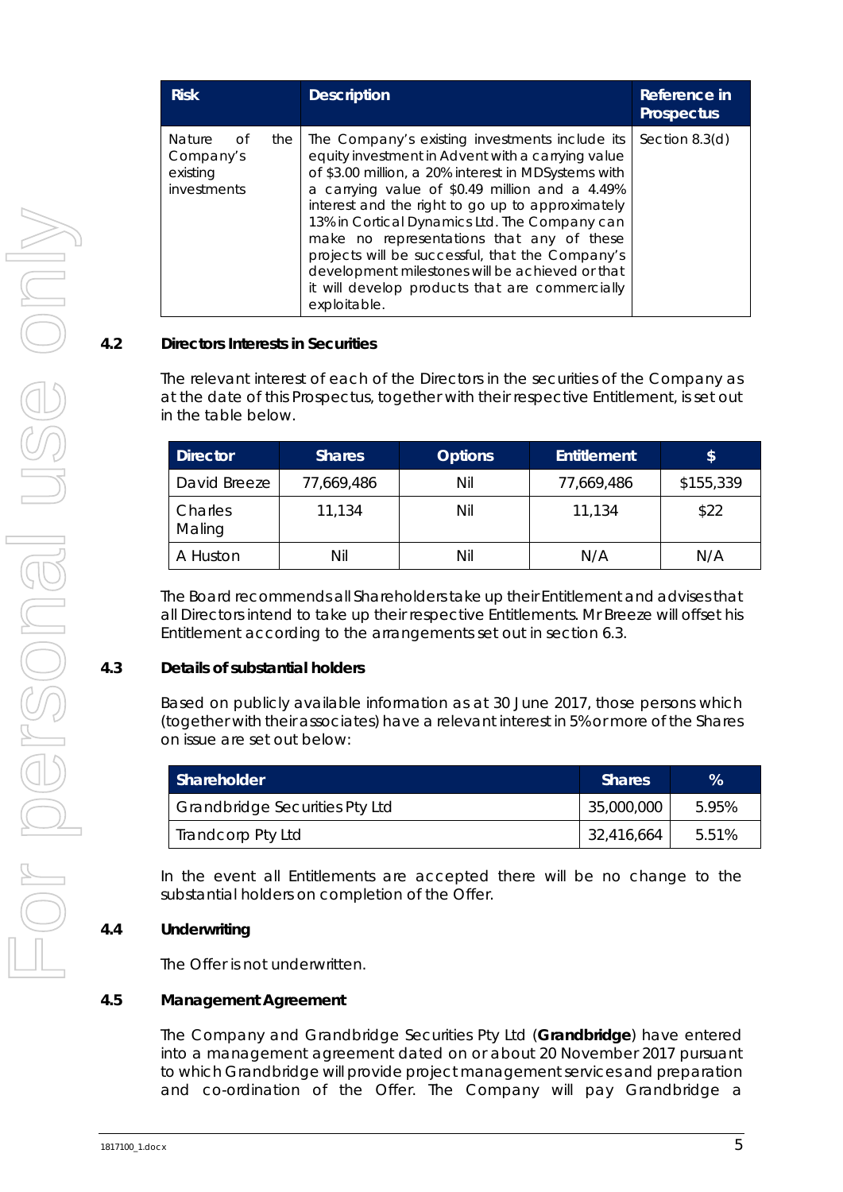| Risk | Description | Reference in Prospectus |
|---|---|---|
| Nature of the Company's existing investments | The Company's existing investments include its equity investment in Advent with a carrying value of $3.00 million, a 20% interest in MDSystems with a carrying value of $0.49 million and a 4.49% interest and the right to go up to approximately 13% in Cortical Dynamics Ltd. The Company can make no representations that any of these projects will be successful, that the Company's development milestones will be achieved or that it will develop products that are commercially exploitable. | Section 8.3(d) |

## 4.2 Directors Interests in Securities

The relevant interest of each of the Directors in the securities of the Company as at the date of this Prospectus, together with their respective Entitlement, is set out in the table below.

| Director | Shares | Options | Entitlement | $ |
|---|---|---|---|---|
| David Breeze | 77,669,486 | Nil | 77,669,486 | $155,339 |
| Charles Maling | 11,134 | Nil | 11,134 | $22 |
| A Huston | Nil | Nil | N/A | N/A |

The Board recommends all Shareholders take up their Entitlement and advises that all Directors intend to take up their respective Entitlements. Mr Breeze will offset his Entitlement according to the arrangements set out in section 6.3.

## 4.3 Details of substantial holders

Based on publicly available information as at 30 June 2017, those persons which (together with their associates) have a relevant interest in 5% or more of the Shares on issue are set out below:

| Shareholder | Shares | % |
|---|---|---|
| Grandbridge Securities Pty Ltd | 35,000,000 | 5.95% |
| Trandcorp Pty Ltd | 32,416,664 | 5.51% |

In the event all Entitlements are accepted there will be no change to the substantial holders on completion of the Offer.

## 4.4 Underwriting

The Offer is not underwritten.

## 4.5 Management Agreement

The Company and Grandbridge Securities Pty Ltd (**Grandbridge**) have entered into a management agreement dated on or about 20 November 2017 pursuant to which Grandbridge will provide project management services and preparation and co-ordination of the Offer. The Company will pay Grandbridge a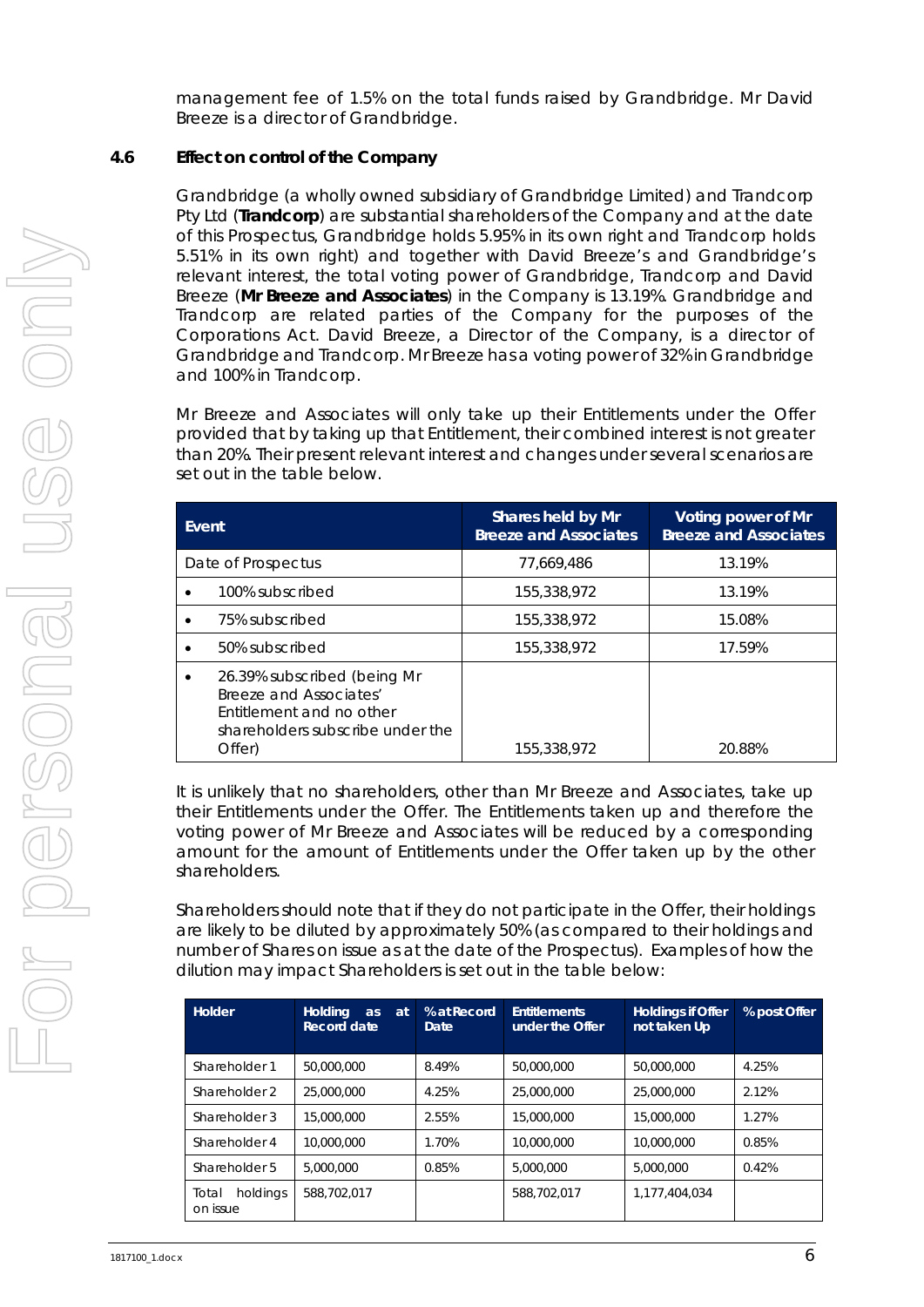management fee of 1.5% on the total funds raised by Grandbridge. Mr David Breeze is a director of Grandbridge.

### 4.6 Effect on control of the Company

Grandbridge (a wholly owned subsidiary of Grandbridge Limited) and Trandcorp Pty Ltd (**Trandcorp**) are substantial shareholders of the Company and at the date of this Prospectus, Grandbridge holds 5.95% in its own right and Trandcorp holds 5.51% in its own right) and together with David Breeze's and Grandbridge's relevant interest, the total voting power of Grandbridge, Trandcorp and David Breeze (**Mr Breeze and Associates**) in the Company is 13.19%. Grandbridge and Trandcorp are related parties of the Company for the purposes of the Corporations Act. David Breeze, a Director of the Company, is a director of Grandbridge and Trandcorp. Mr Breeze has a voting power of 32% in Grandbridge and 100% in Trandcorp.

Mr Breeze and Associates will only take up their Entitlements under the Offer provided that by taking up that Entitlement, their combined interest is not greater than 20%. Their present relevant interest and changes under several scenarios are set out in the table below.

| Event | Shares held by Mr Breeze and Associates | Voting power of Mr Breeze and Associates |
|---|---|---|
| Date of Prospectus | 77,669,486 | 13.19% |
| • 100% subscribed | 155,338,972 | 13.19% |
| • 75% subscribed | 155,338,972 | 15.08% |
| • 50% subscribed | 155,338,972 | 17.59% |
| • 26.39% subscribed (being Mr Breeze and Associates' Entitlement and no other shareholders subscribe under the Offer) | 155,338,972 | 20.88% |

It is unlikely that no shareholders, other than Mr Breeze and Associates, take up their Entitlements under the Offer. The Entitlements taken up and therefore the voting power of Mr Breeze and Associates will be reduced by a corresponding amount for the amount of Entitlements under the Offer taken up by the other shareholders.

Shareholders should note that if they do not participate in the Offer, their holdings are likely to be diluted by approximately 50% (as compared to their holdings and number of Shares on issue as at the date of the Prospectus). Examples of how the dilution may impact Shareholders is set out in the table below:

| Holder | Holding as at Record date | % at Record Date | Entitlements under the Offer | Holdings if Offer not taken Up | % post Offer |
|---|---|---|---|---|---|
| Shareholder 1 | 50,000,000 | 8.49% | 50,000,000 | 50,000,000 | 4.25% |
| Shareholder 2 | 25,000,000 | 4.25% | 25,000,000 | 25,000,000 | 2.12% |
| Shareholder 3 | 15,000,000 | 2.55% | 15,000,000 | 15,000,000 | 1.27% |
| Shareholder 4 | 10,000,000 | 1.70% | 10,000,000 | 10,000,000 | 0.85% |
| Shareholder 5 | 5,000,000 | 0.85% | 5,000,000 | 5,000,000 | 0.42% |
| Total holdings on issue | 588,702,017 | | 588,702,017 | 1,177,404,034 | |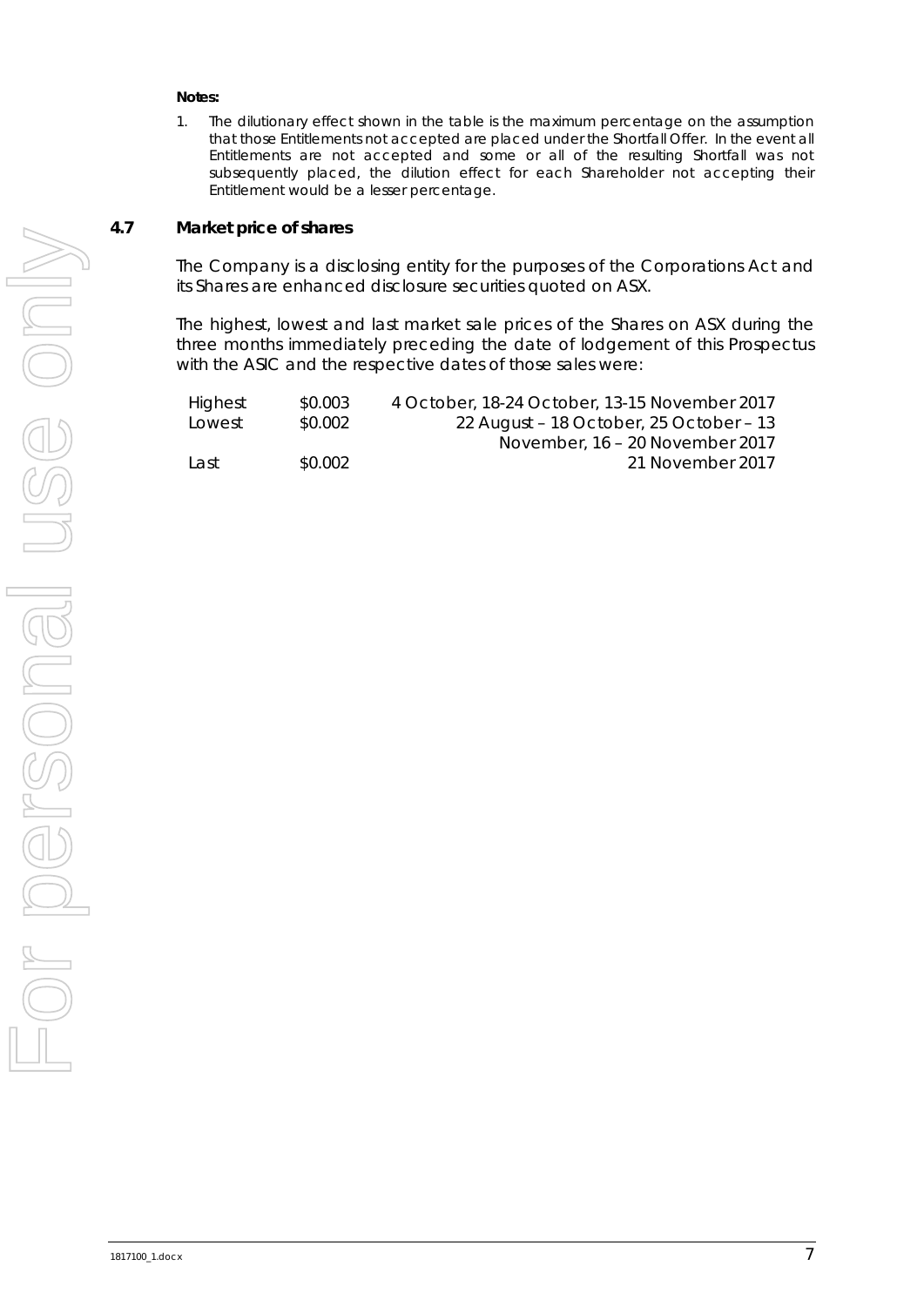**Notes:**

1. The dilutionary effect shown in the table is the maximum percentage on the assumption that those Entitlements not accepted are placed under the Shortfall Offer. In the event all Entitlements are not accepted and some or all of the resulting Shortfall was not subsequently placed, the dilution effect for each Shareholder not accepting their Entitlement would be a lesser percentage.

## 4.7 Market price of shares

The Company is a disclosing entity for the purposes of the Corporations Act and its Shares are enhanced disclosure securities quoted on ASX.

The highest, lowest and last market sale prices of the Shares on ASX during the three months immediately preceding the date of lodgement of this Prospectus with the ASIC and the respective dates of those sales were:

| | | |
|---|---|---|
| Highest | \$0.003 | 4 October, 18-24 October, 13-15 November 2017 |
| Lowest | \$0.002 | 22 August – 18 October, 25 October – 13 November, 16 – 20 November 2017 |
| Last | \$0.002 | 21 November 2017 |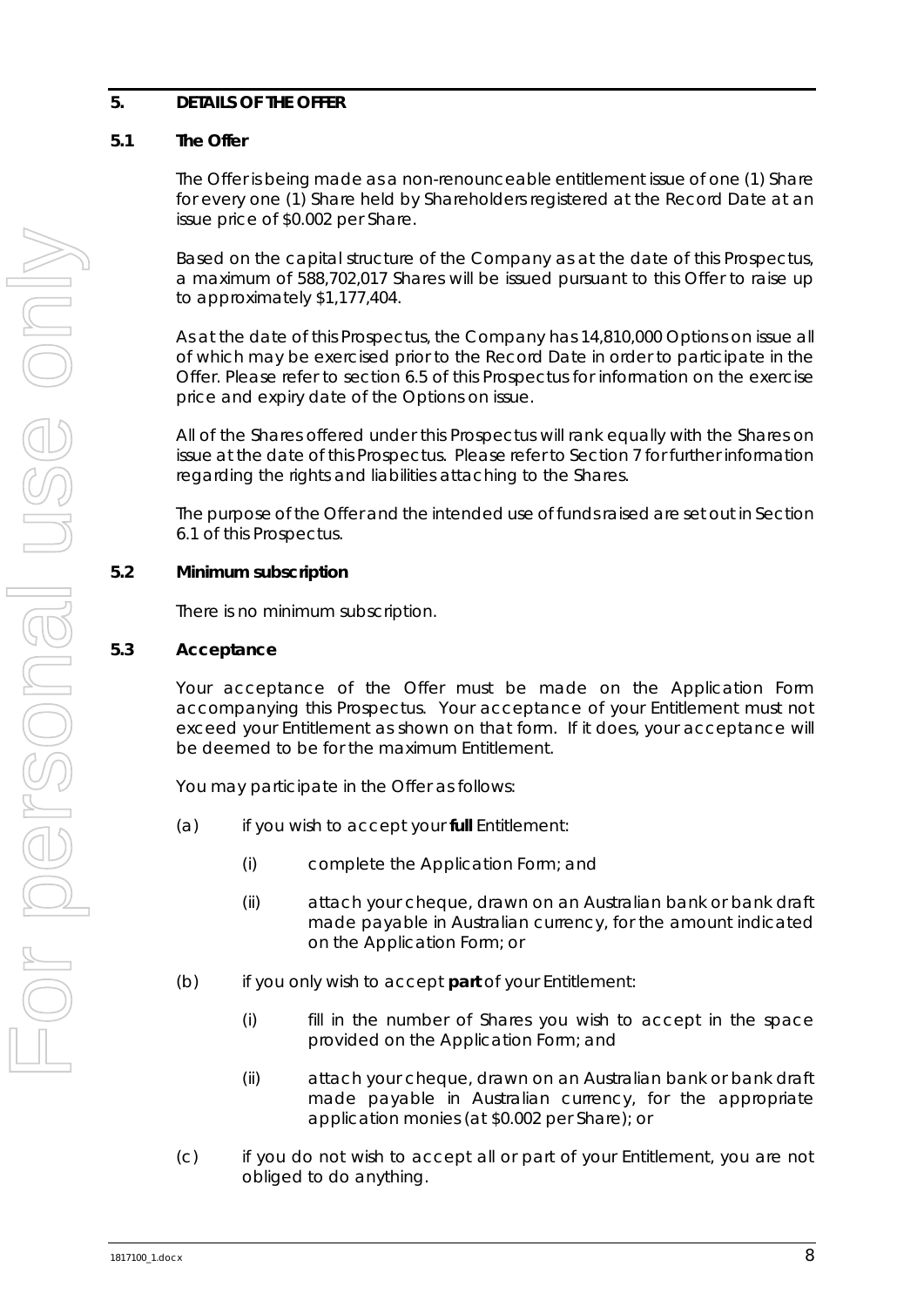## 5. DETAILS OF THE OFFER

### 5.1 The Offer

The Offer is being made as a non-renounceable entitlement issue of one (1) Share for every one (1) Share held by Shareholders registered at the Record Date at an issue price of $0.002 per Share.

Based on the capital structure of the Company as at the date of this Prospectus, a maximum of 588,702,017 Shares will be issued pursuant to this Offer to raise up to approximately $1,177,404.

As at the date of this Prospectus, the Company has 14,810,000 Options on issue all of which may be exercised prior to the Record Date in order to participate in the Offer. Please refer to section 6.5 of this Prospectus for information on the exercise price and expiry date of the Options on issue.

All of the Shares offered under this Prospectus will rank equally with the Shares on issue at the date of this Prospectus. Please refer to Section 7 for further information regarding the rights and liabilities attaching to the Shares.

The purpose of the Offer and the intended use of funds raised are set out in Section 6.1 of this Prospectus.

### 5.2 Minimum subscription

There is no minimum subscription.

### 5.3 Acceptance

Your acceptance of the Offer must be made on the Application Form accompanying this Prospectus. Your acceptance of your Entitlement must not exceed your Entitlement as shown on that form. If it does, your acceptance will be deemed to be for the maximum Entitlement.

You may participate in the Offer as follows:

(a) if you wish to accept your **full** Entitlement:

   (i) complete the Application Form; and

   (ii) attach your cheque, drawn on an Australian bank or bank draft made payable in Australian currency, for the amount indicated on the Application Form; or

(b) if you only wish to accept **part** of your Entitlement:

   (i) fill in the number of Shares you wish to accept in the space provided on the Application Form; and

   (ii) attach your cheque, drawn on an Australian bank or bank draft made payable in Australian currency, for the appropriate application monies (at $0.002 per Share); or

(c) if you do not wish to accept all or part of your Entitlement, you are not obliged to do anything.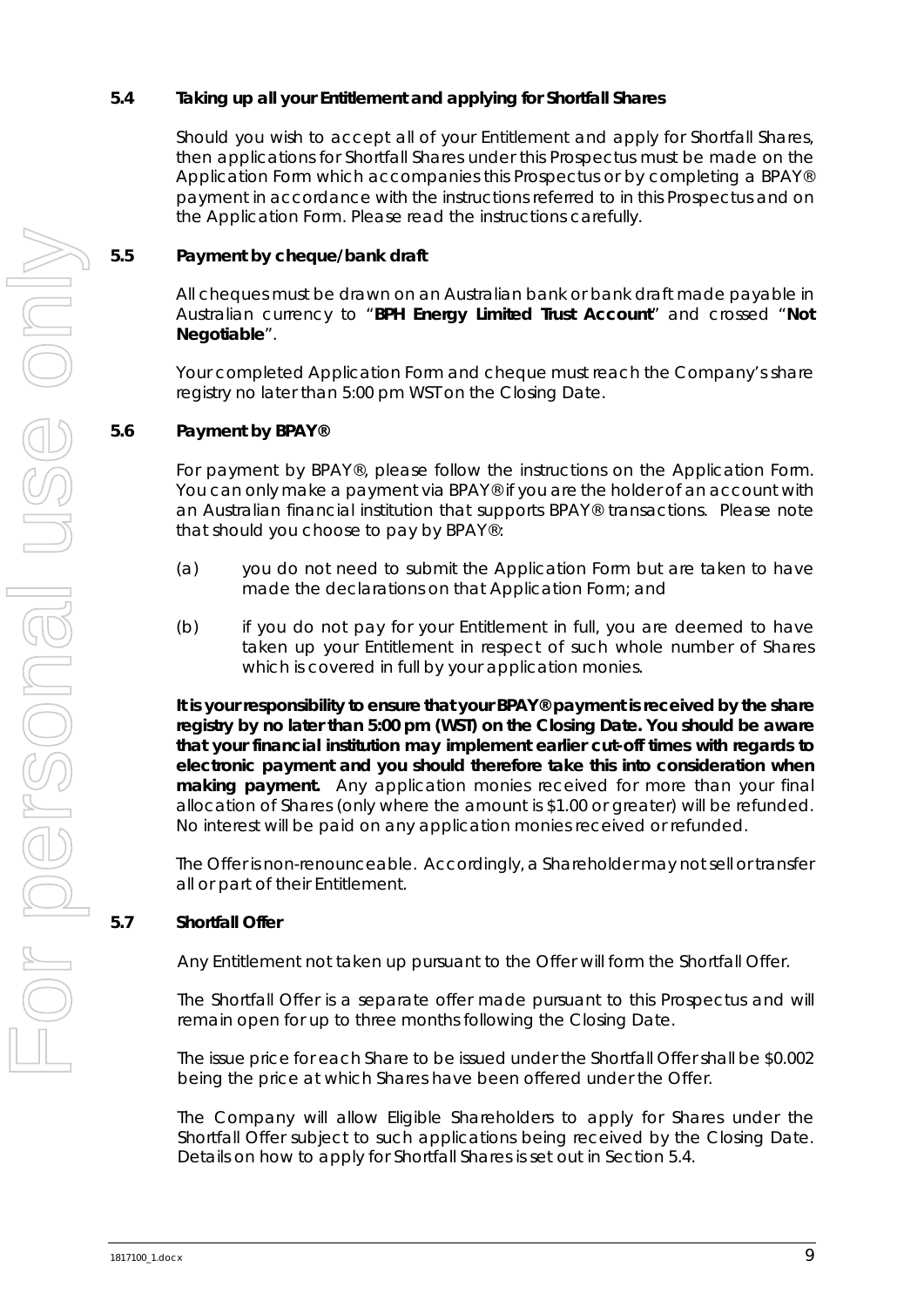### 5.4 Taking up all your Entitlement and applying for Shortfall Shares

Should you wish to accept all of your Entitlement and apply for Shortfall Shares, then applications for Shortfall Shares under this Prospectus must be made on the Application Form which accompanies this Prospectus or by completing a BPAY® payment in accordance with the instructions referred to in this Prospectus and on the Application Form. Please read the instructions carefully.

### 5.5 Payment by cheque/bank draft

All cheques must be drawn on an Australian bank or bank draft made payable in Australian currency to "**BPH Energy Limited Trust Account**" and crossed "**Not Negotiable**".

Your completed Application Form and cheque must reach the Company's share registry no later than 5:00 pm WST on the Closing Date.

### 5.6 Payment by BPAY®

For payment by BPAY®, please follow the instructions on the Application Form. You can only make a payment via BPAY® if you are the holder of an account with an Australian financial institution that supports BPAY® transactions. Please note that should you choose to pay by BPAY®:

(a) you do not need to submit the Application Form but are taken to have made the declarations on that Application Form; and

(b) if you do not pay for your Entitlement in full, you are deemed to have taken up your Entitlement in respect of such whole number of Shares which is covered in full by your application monies.

**It is your responsibility to ensure that your BPAY® payment is received by the share registry by no later than 5:00 pm (WST) on the Closing Date. You should be aware that your financial institution may implement earlier cut-off times with regards to electronic payment and you should therefore take this into consideration when making payment.** Any application monies received for more than your final allocation of Shares (only where the amount is $1.00 or greater) will be refunded. No interest will be paid on any application monies received or refunded.

The Offer is non-renounceable. Accordingly, a Shareholder may not sell or transfer all or part of their Entitlement.

### 5.7 Shortfall Offer

Any Entitlement not taken up pursuant to the Offer will form the Shortfall Offer.

The Shortfall Offer is a separate offer made pursuant to this Prospectus and will remain open for up to three months following the Closing Date.

The issue price for each Share to be issued under the Shortfall Offer shall be $0.002 being the price at which Shares have been offered under the Offer.

The Company will allow Eligible Shareholders to apply for Shares under the Shortfall Offer subject to such applications being received by the Closing Date. Details on how to apply for Shortfall Shares is set out in Section 5.4.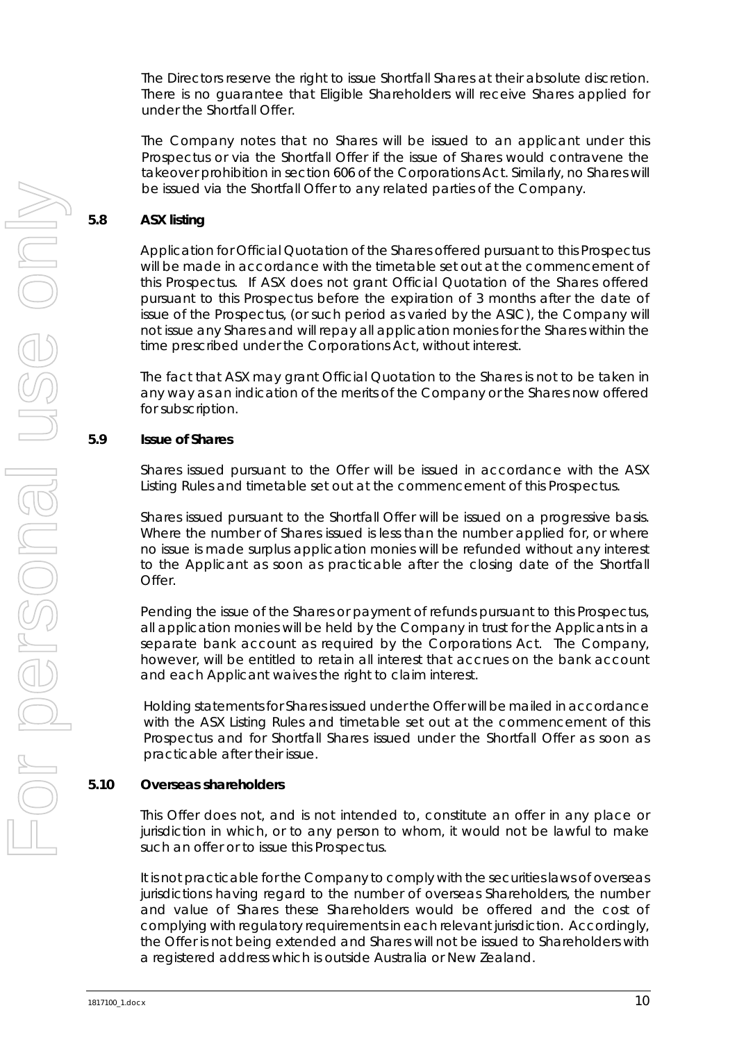The Directors reserve the right to issue Shortfall Shares at their absolute discretion. There is no guarantee that Eligible Shareholders will receive Shares applied for under the Shortfall Offer.

The Company notes that no Shares will be issued to an applicant under this Prospectus or via the Shortfall Offer if the issue of Shares would contravene the takeover prohibition in section 606 of the Corporations Act. Similarly, no Shares will be issued via the Shortfall Offer to any related parties of the Company.

## 5.8 ASX listing

Application for Official Quotation of the Shares offered pursuant to this Prospectus will be made in accordance with the timetable set out at the commencement of this Prospectus. If ASX does not grant Official Quotation of the Shares offered pursuant to this Prospectus before the expiration of 3 months after the date of issue of the Prospectus, (or such period as varied by the ASIC), the Company will not issue any Shares and will repay all application monies for the Shares within the time prescribed under the Corporations Act, without interest.

The fact that ASX may grant Official Quotation to the Shares is not to be taken in any way as an indication of the merits of the Company or the Shares now offered for subscription.

## 5.9 Issue of Shares

Shares issued pursuant to the Offer will be issued in accordance with the ASX Listing Rules and timetable set out at the commencement of this Prospectus.

Shares issued pursuant to the Shortfall Offer will be issued on a progressive basis. Where the number of Shares issued is less than the number applied for, or where no issue is made surplus application monies will be refunded without any interest to the Applicant as soon as practicable after the closing date of the Shortfall Offer.

Pending the issue of the Shares or payment of refunds pursuant to this Prospectus, all application monies will be held by the Company in trust for the Applicants in a separate bank account as required by the Corporations Act. The Company, however, will be entitled to retain all interest that accrues on the bank account and each Applicant waives the right to claim interest.

Holding statements for Shares issued under the Offer will be mailed in accordance with the ASX Listing Rules and timetable set out at the commencement of this Prospectus and for Shortfall Shares issued under the Shortfall Offer as soon as practicable after their issue.

## 5.10 Overseas shareholders

This Offer does not, and is not intended to, constitute an offer in any place or jurisdiction in which, or to any person to whom, it would not be lawful to make such an offer or to issue this Prospectus.

It is not practicable for the Company to comply with the securities laws of overseas jurisdictions having regard to the number of overseas Shareholders, the number and value of Shares these Shareholders would be offered and the cost of complying with regulatory requirements in each relevant jurisdiction. Accordingly, the Offer is not being extended and Shares will not be issued to Shareholders with a registered address which is outside Australia or New Zealand.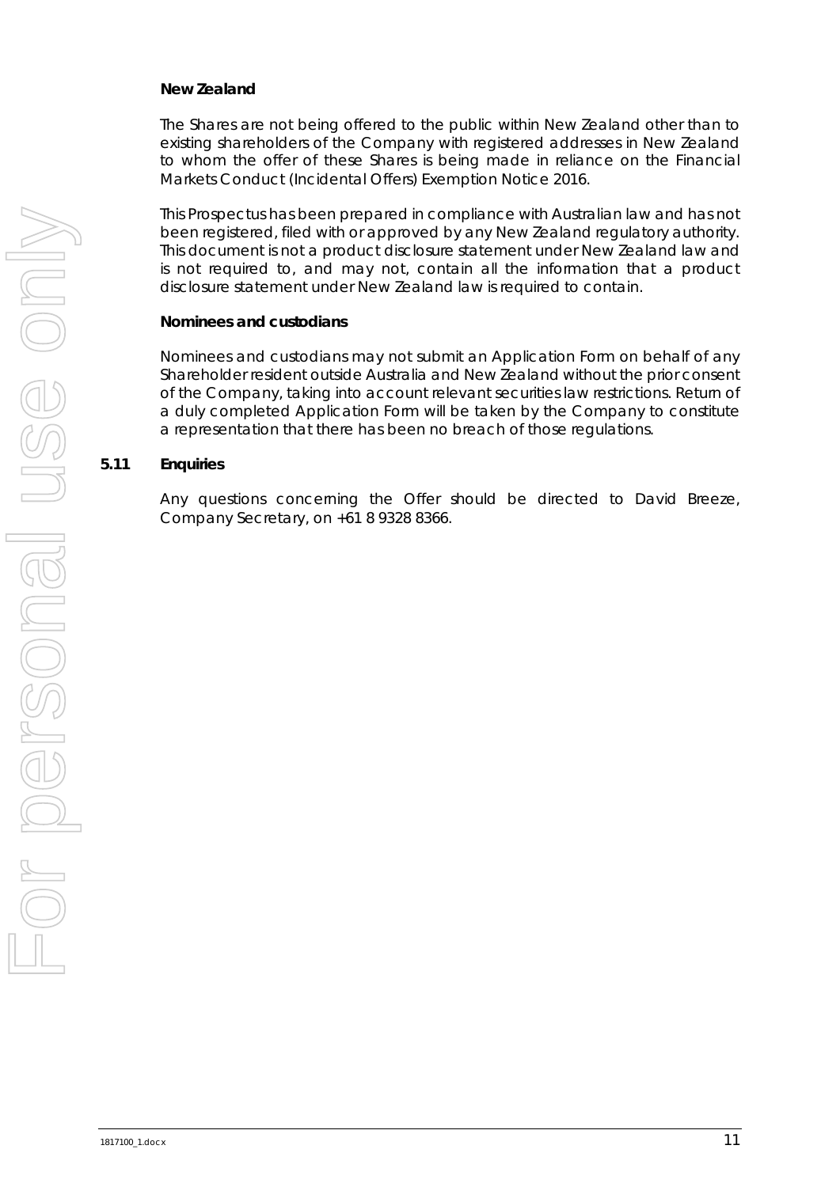**New Zealand**

The Shares are not being offered to the public within New Zealand other than to existing shareholders of the Company with registered addresses in New Zealand to whom the offer of these Shares is being made in reliance on the Financial Markets Conduct (Incidental Offers) Exemption Notice 2016.

This Prospectus has been prepared in compliance with Australian law and has not been registered, filed with or approved by any New Zealand regulatory authority. This document is not a product disclosure statement under New Zealand law and is not required to, and may not, contain all the information that a product disclosure statement under New Zealand law is required to contain.

**Nominees and custodians**

Nominees and custodians may not submit an Application Form on behalf of any Shareholder resident outside Australia and New Zealand without the prior consent of the Company, taking into account relevant securities law restrictions. Return of a duly completed Application Form will be taken by the Company to constitute a representation that there has been no breach of those regulations.

## 5.11 Enquiries

Any questions concerning the Offer should be directed to David Breeze, Company Secretary, on +61 8 9328 8366.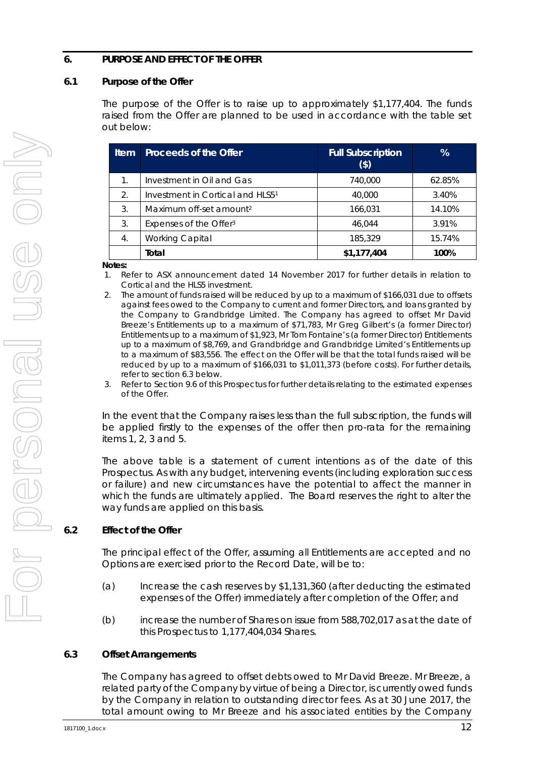## 6. PURPOSE AND EFFECT OF THE OFFER

### 6.1 Purpose of the Offer

The purpose of the Offer is to raise up to approximately $1,177,404. The funds raised from the Offer are planned to be used in accordance with the table set out below:

| Item | Proceeds of the Offer | Full Subscription ($) | % |
|---|---|---|---|
| 1. | Investment in Oil and Gas | 740,000 | 62.85% |
| 2. | Investment in Cortical and HLS5[1] | 40,000 | 3.40% |
| 3. | Maximum off-set amount[2] | 166,031 | 14.10% |
| 3. | Expenses of the Offer[3] | 46,044 | 3.91% |
| 4. | Working Capital | 185,329 | 15.74% |
| | **Total** | **$1,177,404** | **100%** |

**Notes:**

1. Refer to ASX announcement dated 14 November 2017 for further details in relation to Cortical and the HLS5 investment.
2. The amount of funds raised will be reduced by up to a maximum of $166,031 due to offsets against fees owed to the Company to current and former Directors, and loans granted by the Company to Grandbridge Limited. The Company has agreed to offset Mr David Breeze's Entitlements up to a maximum of $71,783, Mr Greg Gilbert's (a former Director) Entitlements up to a maximum of $1,923, Mr Tom Fontaine's (a former Director) Entitlements up to a maximum of $8,769, and Grandbridge and Grandbridge Limited's Entitlements up to a maximum of $83,556. The effect on the Offer will be that the total funds raised will be reduced by up to a maximum of $166,031 to $1,011,373 (before costs). For further details, refer to section 6.3 below.
3. Refer to Section 9.6 of this Prospectus for further details relating to the estimated expenses of the Offer.

In the event that the Company raises less than the full subscription, the funds will be applied firstly to the expenses of the offer then pro-rata for the remaining items 1, 2, 3 and 5.

The above table is a statement of current intentions as of the date of this Prospectus. As with any budget, intervening events (including exploration success or failure) and new circumstances have the potential to affect the manner in which the funds are ultimately applied. The Board reserves the right to alter the way funds are applied on this basis.

### 6.2 Effect of the Offer

The principal effect of the Offer, assuming all Entitlements are accepted and no Options are exercised prior to the Record Date, will be to:

(a) Increase the cash reserves by $1,131,360 (after deducting the estimated expenses of the Offer) immediately after completion of the Offer; and

(b) increase the number of Shares on issue from 588,702,017 as at the date of this Prospectus to 1,177,404,034 Shares.

### 6.3 Offset Arrangements

The Company has agreed to offset debts owed to Mr David Breeze. Mr Breeze, a related party of the Company by virtue of being a Director, is currently owed funds by the Company in relation to outstanding director fees. As at 30 June 2017, the total amount owing to Mr Breeze and his associated entities by the Company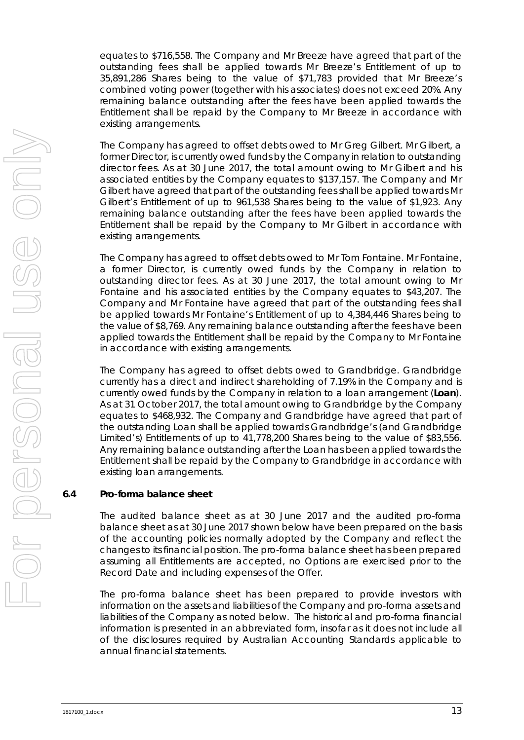equates to $716,558. The Company and Mr Breeze have agreed that part of the outstanding fees shall be applied towards Mr Breeze's Entitlement of up to 35,891,286 Shares being to the value of $71,783 provided that Mr Breeze's combined voting power (together with his associates) does not exceed 20%. Any remaining balance outstanding after the fees have been applied towards the Entitlement shall be repaid by the Company to Mr Breeze in accordance with existing arrangements.

The Company has agreed to offset debts owed to Mr Greg Gilbert. Mr Gilbert, a former Director, is currently owed funds by the Company in relation to outstanding director fees. As at 30 June 2017, the total amount owing to Mr Gilbert and his associated entities by the Company equates to $137,157. The Company and Mr Gilbert have agreed that part of the outstanding fees shall be applied towards Mr Gilbert's Entitlement of up to 961,538 Shares being to the value of $1,923. Any remaining balance outstanding after the fees have been applied towards the Entitlement shall be repaid by the Company to Mr Gilbert in accordance with existing arrangements.

The Company has agreed to offset debts owed to Mr Tom Fontaine. Mr Fontaine, a former Director, is currently owed funds by the Company in relation to outstanding director fees. As at 30 June 2017, the total amount owing to Mr Fontaine and his associated entities by the Company equates to $43,207. The Company and Mr Fontaine have agreed that part of the outstanding fees shall be applied towards Mr Fontaine's Entitlement of up to 4,384,446 Shares being to the value of $8,769. Any remaining balance outstanding after the fees have been applied towards the Entitlement shall be repaid by the Company to Mr Fontaine in accordance with existing arrangements.

The Company has agreed to offset debts owed to Grandbridge. Grandbridge currently has a direct and indirect shareholding of 7.19% in the Company and is currently owed funds by the Company in relation to a loan arrangement (**Loan**). As at 31 October 2017, the total amount owing to Grandbridge by the Company equates to $468,932. The Company and Grandbridge have agreed that part of the outstanding Loan shall be applied towards Grandbridge's (and Grandbridge Limited's) Entitlements of up to 41,778,200 Shares being to the value of $83,556. Any remaining balance outstanding after the Loan has been applied towards the Entitlement shall be repaid by the Company to Grandbridge in accordance with existing loan arrangements.

### 6.4 Pro-forma balance sheet

The audited balance sheet as at 30 June 2017 and the audited pro-forma balance sheet as at 30 June 2017 shown below have been prepared on the basis of the accounting policies normally adopted by the Company and reflect the changes to its financial position. The pro-forma balance sheet has been prepared assuming all Entitlements are accepted, no Options are exercised prior to the Record Date and including expenses of the Offer.

The pro-forma balance sheet has been prepared to provide investors with information on the assets and liabilities of the Company and pro-forma assets and liabilities of the Company as noted below. The historical and pro-forma financial information is presented in an abbreviated form, insofar as it does not include all of the disclosures required by Australian Accounting Standards applicable to annual financial statements.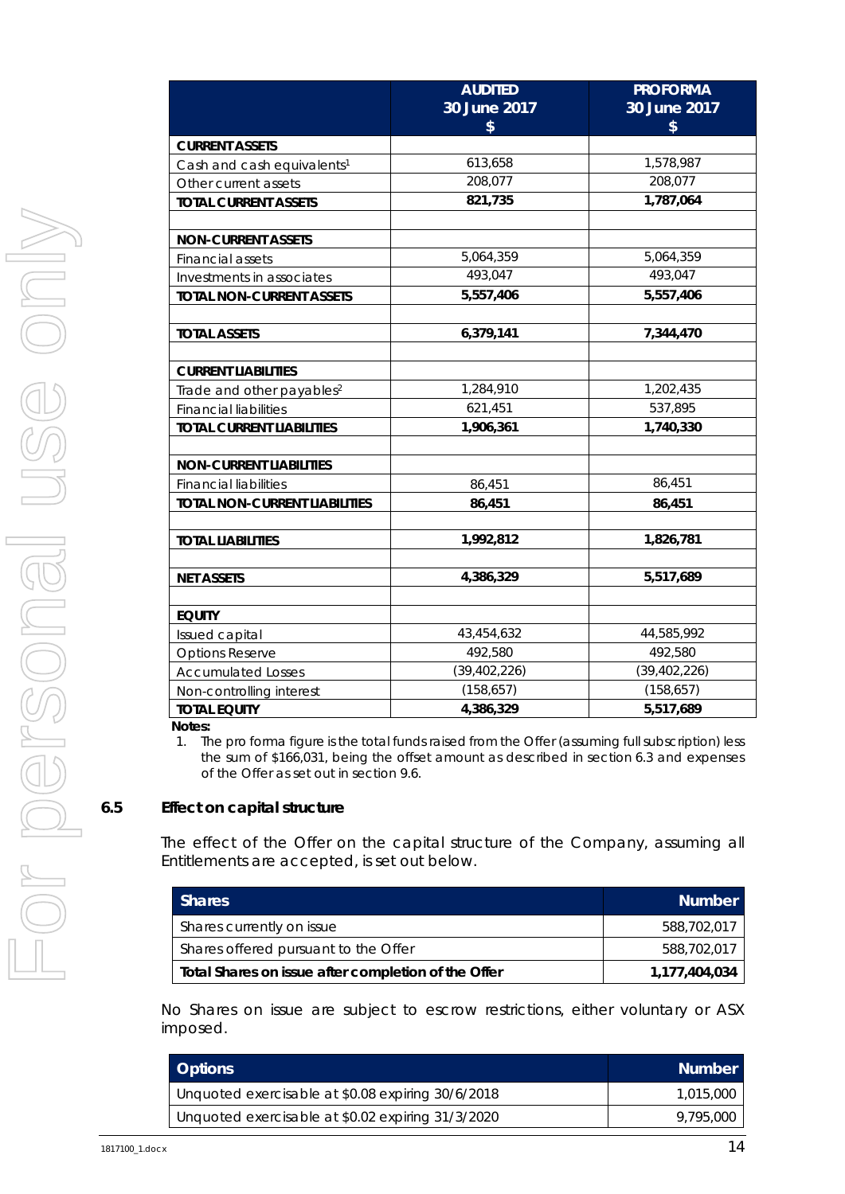| | AUDITED 30 June 2017 $ | PROFORMA 30 June 2017 $ |
|---|---|---|
| **CURRENT ASSETS** | | |
| Cash and cash equivalents[1] | 613,658 | 1,578,987 |
| Other current assets | 208,077 | 208,077 |
| **TOTAL CURRENT ASSETS** | **821,735** | **1,787,064** |
| | | |
| **NON-CURRENT ASSETS** | | |
| Financial assets | 5,064,359 | 5,064,359 |
| Investments in associates | 493,047 | 493,047 |
| **TOTAL NON-CURRENT ASSETS** | **5,557,406** | **5,557,406** |
| | | |
| **TOTAL ASSETS** | **6,379,141** | **7,344,470** |
| | | |
| **CURRENT LIABILITIES** | | |
| Trade and other payables[2] | 1,284,910 | 1,202,435 |
| Financial liabilities | 621,451 | 537,895 |
| **TOTAL CURRENT LIABILITIES** | **1,906,361** | **1,740,330** |
| | | |
| **NON-CURRENT LIABILITIES** | | |
| Financial liabilities | 86,451 | 86,451 |
| **TOTAL NON-CURRENT LIABILITIES** | **86,451** | **86,451** |
| | | |
| **TOTAL LIABILITIES** | **1,992,812** | **1,826,781** |
| | | |
| **NET ASSETS** | **4,386,329** | **5,517,689** |
| | | |
| **EQUITY** | | |
| Issued capital | 43,454,632 | 44,585,992 |
| Options Reserve | 492,580 | 492,580 |
| Accumulated Losses | (39,402,226) | (39,402,226) |
| Non-controlling interest | (158,657) | (158,657) |
| **TOTAL EQUITY** | **4,386,329** | **5,517,689** |

**Notes:**

1. The pro forma figure is the total funds raised from the Offer (assuming full subscription) less the sum of $166,031, being the offset amount as described in section 6.3 and expenses of the Offer as set out in section 9.6.

## 6.5 Effect on capital structure

The effect of the Offer on the capital structure of the Company, assuming all Entitlements are accepted, is set out below.

| Shares | Number |
|---|---|
| Shares currently on issue | 588,702,017 |
| Shares offered pursuant to the Offer | 588,702,017 |
| **Total Shares on issue after completion of the Offer** | **1,177,404,034** |

No Shares on issue are subject to escrow restrictions, either voluntary or ASX imposed.

| Options | Number |
|---|---|
| Unquoted exercisable at $0.08 expiring 30/6/2018 | 1,015,000 |
| Unquoted exercisable at $0.02 expiring 31/3/2020 | 9,795,000 |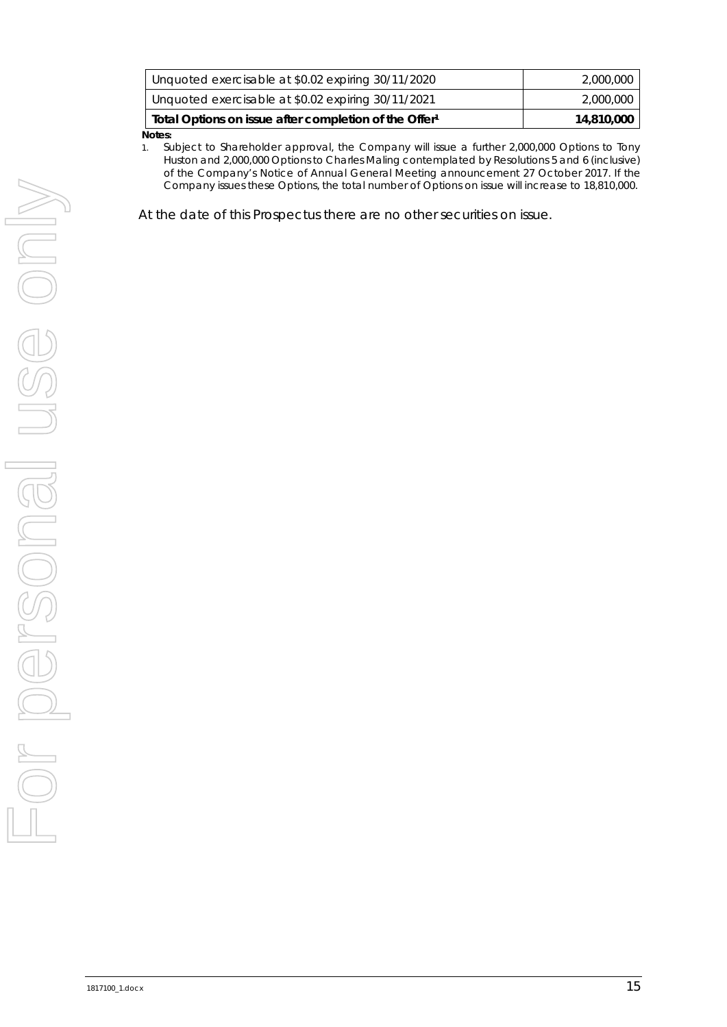| Unquoted exercisable at $0.02 expiring 30/11/2020 | 2,000,000 |
|---|---|
| Unquoted exercisable at $0.02 expiring 30/11/2021 | 2,000,000 |
| **Total Options on issue after completion of the Offer[1]** | **14,810,000** |

**Notes:**

1. Subject to Shareholder approval, the Company will issue a further 2,000,000 Options to Tony Huston and 2,000,000 Options to Charles Maling contemplated by Resolutions 5 and 6 (inclusive) of the Company's Notice of Annual General Meeting announcement 27 October 2017. If the Company issues these Options, the total number of Options on issue will increase to 18,810,000.

At the date of this Prospectus there are no other securities on issue.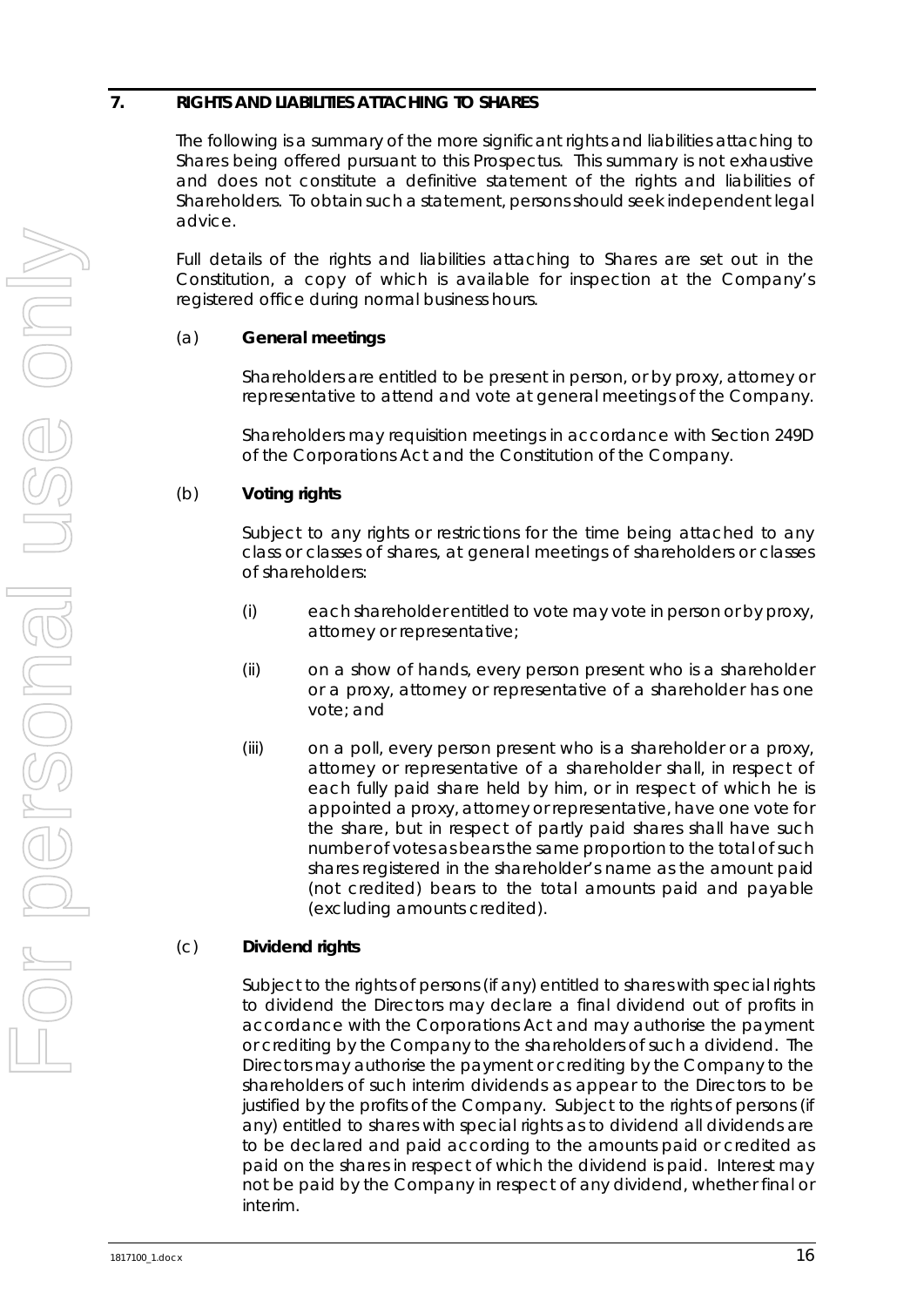## 7. RIGHTS AND LIABILITIES ATTACHING TO SHARES

The following is a summary of the more significant rights and liabilities attaching to Shares being offered pursuant to this Prospectus. This summary is not exhaustive and does not constitute a definitive statement of the rights and liabilities of Shareholders. To obtain such a statement, persons should seek independent legal advice.

Full details of the rights and liabilities attaching to Shares are set out in the Constitution, a copy of which is available for inspection at the Company's registered office during normal business hours.

(a) **General meetings**

Shareholders are entitled to be present in person, or by proxy, attorney or representative to attend and vote at general meetings of the Company.

Shareholders may requisition meetings in accordance with Section 249D of the Corporations Act and the Constitution of the Company.

(b) **Voting rights**

Subject to any rights or restrictions for the time being attached to any class or classes of shares, at general meetings of shareholders or classes of shareholders:

(i) each shareholder entitled to vote may vote in person or by proxy, attorney or representative;

(ii) on a show of hands, every person present who is a shareholder or a proxy, attorney or representative of a shareholder has one vote; and

(iii) on a poll, every person present who is a shareholder or a proxy, attorney or representative of a shareholder shall, in respect of each fully paid share held by him, or in respect of which he is appointed a proxy, attorney or representative, have one vote for the share, but in respect of partly paid shares shall have such number of votes as bears the same proportion to the total of such shares registered in the shareholder's name as the amount paid (not credited) bears to the total amounts paid and payable (excluding amounts credited).

(c) **Dividend rights**

Subject to the rights of persons (if any) entitled to shares with special rights to dividend the Directors may declare a final dividend out of profits in accordance with the Corporations Act and may authorise the payment or crediting by the Company to the shareholders of such a dividend. The Directors may authorise the payment or crediting by the Company to the shareholders of such interim dividends as appear to the Directors to be justified by the profits of the Company. Subject to the rights of persons (if any) entitled to shares with special rights as to dividend all dividends are to be declared and paid according to the amounts paid or credited as paid on the shares in respect of which the dividend is paid. Interest may not be paid by the Company in respect of any dividend, whether final or interim.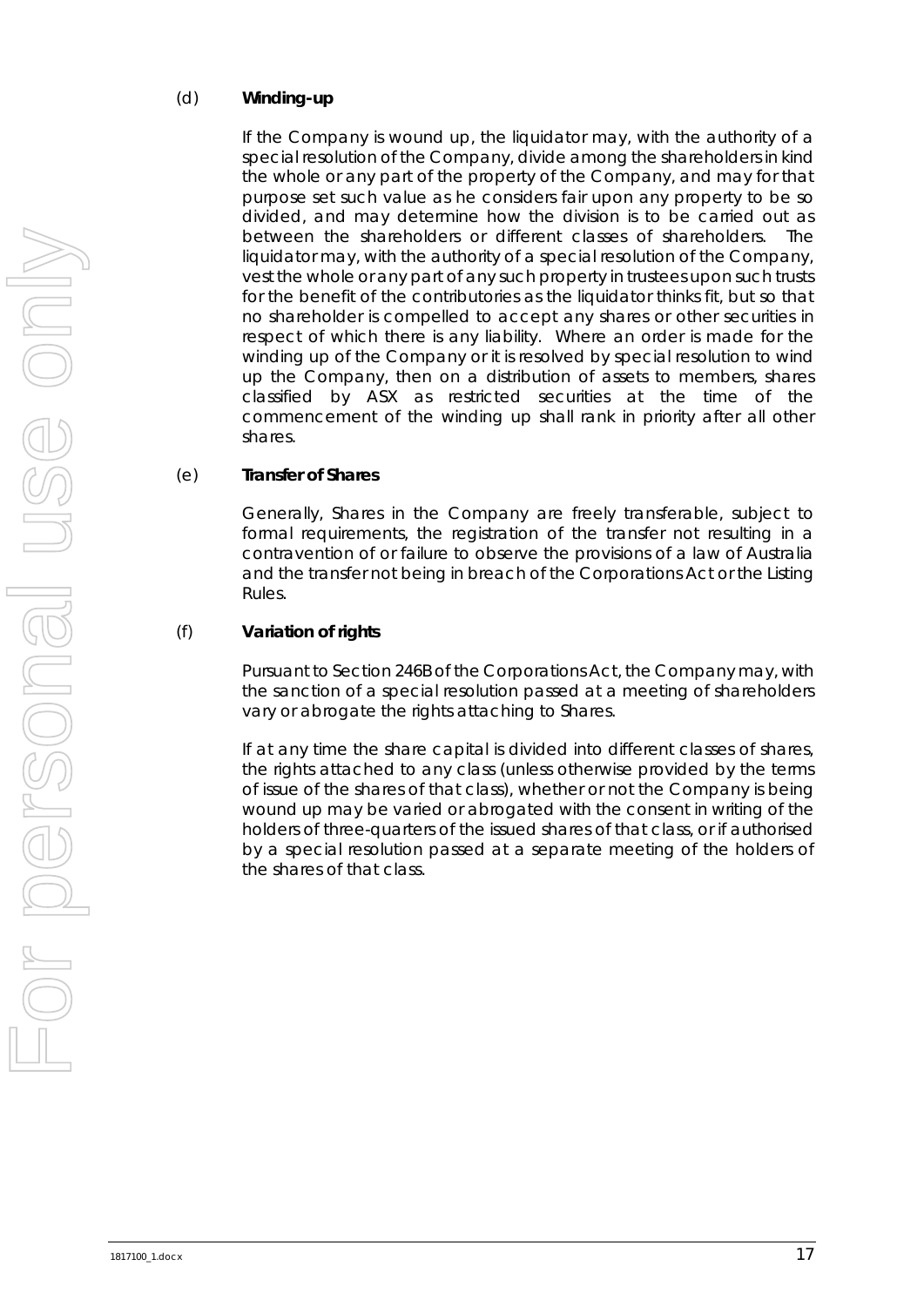(d) **Winding-up**

If the Company is wound up, the liquidator may, with the authority of a special resolution of the Company, divide among the shareholders in kind the whole or any part of the property of the Company, and may for that purpose set such value as he considers fair upon any property to be so divided, and may determine how the division is to be carried out as between the shareholders or different classes of shareholders. The liquidator may, with the authority of a special resolution of the Company, vest the whole or any part of any such property in trustees upon such trusts for the benefit of the contributories as the liquidator thinks fit, but so that no shareholder is compelled to accept any shares or other securities in respect of which there is any liability. Where an order is made for the winding up of the Company or it is resolved by special resolution to wind up the Company, then on a distribution of assets to members, shares classified by ASX as restricted securities at the time of the commencement of the winding up shall rank in priority after all other shares.

(e) **Transfer of Shares**

Generally, Shares in the Company are freely transferable, subject to formal requirements, the registration of the transfer not resulting in a contravention of or failure to observe the provisions of a law of Australia and the transfer not being in breach of the Corporations Act or the Listing Rules.

(f) **Variation of rights**

Pursuant to Section 246B of the Corporations Act, the Company may, with the sanction of a special resolution passed at a meeting of shareholders vary or abrogate the rights attaching to Shares.

If at any time the share capital is divided into different classes of shares, the rights attached to any class (unless otherwise provided by the terms of issue of the shares of that class), whether or not the Company is being wound up may be varied or abrogated with the consent in writing of the holders of three-quarters of the issued shares of that class, or if authorised by a special resolution passed at a separate meeting of the holders of the shares of that class.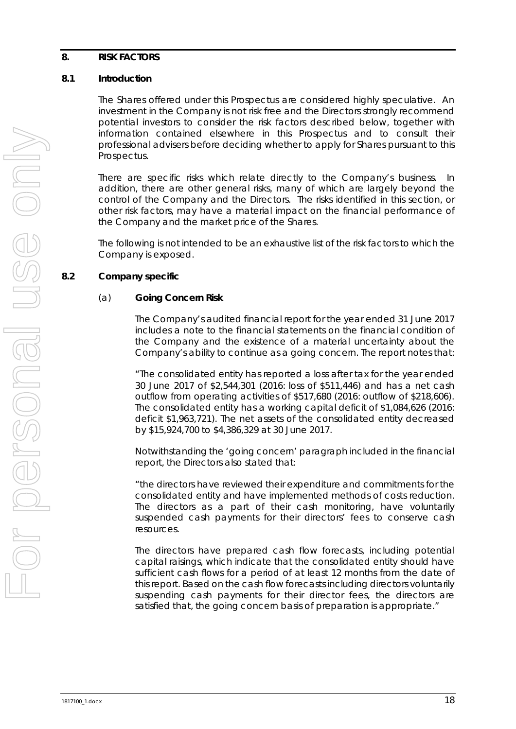## 8. RISK FACTORS

### 8.1 Introduction

The Shares offered under this Prospectus are considered highly speculative. An investment in the Company is not risk free and the Directors strongly recommend potential investors to consider the risk factors described below, together with information contained elsewhere in this Prospectus and to consult their professional advisers before deciding whether to apply for Shares pursuant to this Prospectus.

There are specific risks which relate directly to the Company's business. In addition, there are other general risks, many of which are largely beyond the control of the Company and the Directors. The risks identified in this section, or other risk factors, may have a material impact on the financial performance of the Company and the market price of the Shares.

The following is not intended to be an exhaustive list of the risk factors to which the Company is exposed.

### 8.2 Company specific

(a) **Going Concern Risk**

The Company's audited financial report for the year ended 31 June 2017 includes a note to the financial statements on the financial condition of the Company and the existence of a material uncertainty about the Company's ability to continue as a going concern. The report notes that:

"The consolidated entity has reported a loss after tax for the year ended 30 June 2017 of $2,544,301 (2016: loss of $511,446) and has a net cash outflow from operating activities of $517,680 (2016: outflow of $218,606). The consolidated entity has a working capital deficit of $1,084,626 (2016: deficit $1,963,721). The net assets of the consolidated entity decreased by $15,924,700 to $4,386,329 at 30 June 2017.

Notwithstanding the 'going concern' paragraph included in the financial report, the Directors also stated that:

"the directors have reviewed their expenditure and commitments for the consolidated entity and have implemented methods of costs reduction. The directors as a part of their cash monitoring, have voluntarily suspended cash payments for their directors' fees to conserve cash resources.

The directors have prepared cash flow forecasts, including potential capital raisings, which indicate that the consolidated entity should have sufficient cash flows for a period of at least 12 months from the date of this report. Based on the cash flow forecasts including directors voluntarily suspending cash payments for their director fees, the directors are satisfied that, the going concern basis of preparation is appropriate."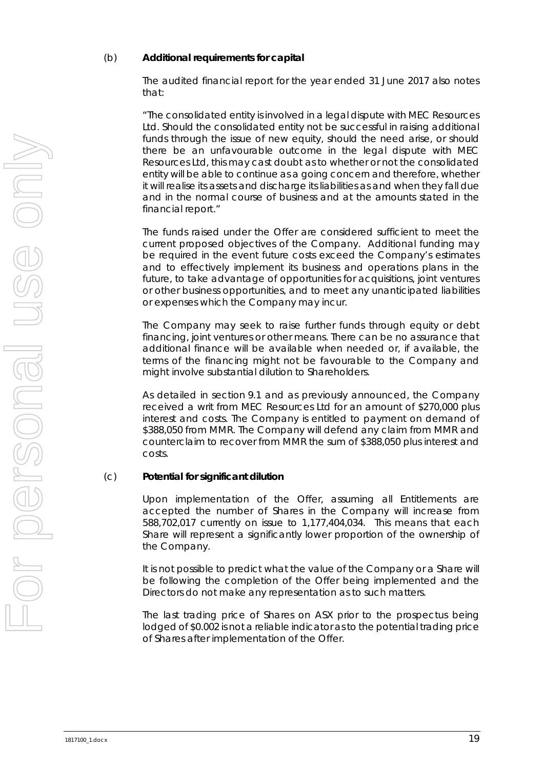(b) **Additional requirements for capital**

The audited financial report for the year ended 31 June 2017 also notes that:

"The consolidated entity is involved in a legal dispute with MEC Resources Ltd. Should the consolidated entity not be successful in raising additional funds through the issue of new equity, should the need arise, or should there be an unfavourable outcome in the legal dispute with MEC Resources Ltd, this may cast doubt as to whether or not the consolidated entity will be able to continue as a going concern and therefore, whether it will realise its assets and discharge its liabilities as and when they fall due and in the normal course of business and at the amounts stated in the financial report."

The funds raised under the Offer are considered sufficient to meet the current proposed objectives of the Company. Additional funding may be required in the event future costs exceed the Company's estimates and to effectively implement its business and operations plans in the future, to take advantage of opportunities for acquisitions, joint ventures or other business opportunities, and to meet any unanticipated liabilities or expenses which the Company may incur.

The Company may seek to raise further funds through equity or debt financing, joint ventures or other means. There can be no assurance that additional finance will be available when needed or, if available, the terms of the financing might not be favourable to the Company and might involve substantial dilution to Shareholders.

As detailed in section 9.1 and as previously announced, the Company received a writ from MEC Resources Ltd for an amount of $270,000 plus interest and costs. The Company is entitled to payment on demand of $388,050 from MMR. The Company will defend any claim from MMR and counterclaim to recover from MMR the sum of $388,050 plus interest and costs.

(c) **Potential for significant dilution**

Upon implementation of the Offer, assuming all Entitlements are accepted the number of Shares in the Company will increase from 588,702,017 currently on issue to 1,177,404,034. This means that each Share will represent a significantly lower proportion of the ownership of the Company.

It is not possible to predict what the value of the Company or a Share will be following the completion of the Offer being implemented and the Directors do not make any representation as to such matters.

The last trading price of Shares on ASX prior to the prospectus being lodged of $0.002 is not a reliable indicator as to the potential trading price of Shares after implementation of the Offer.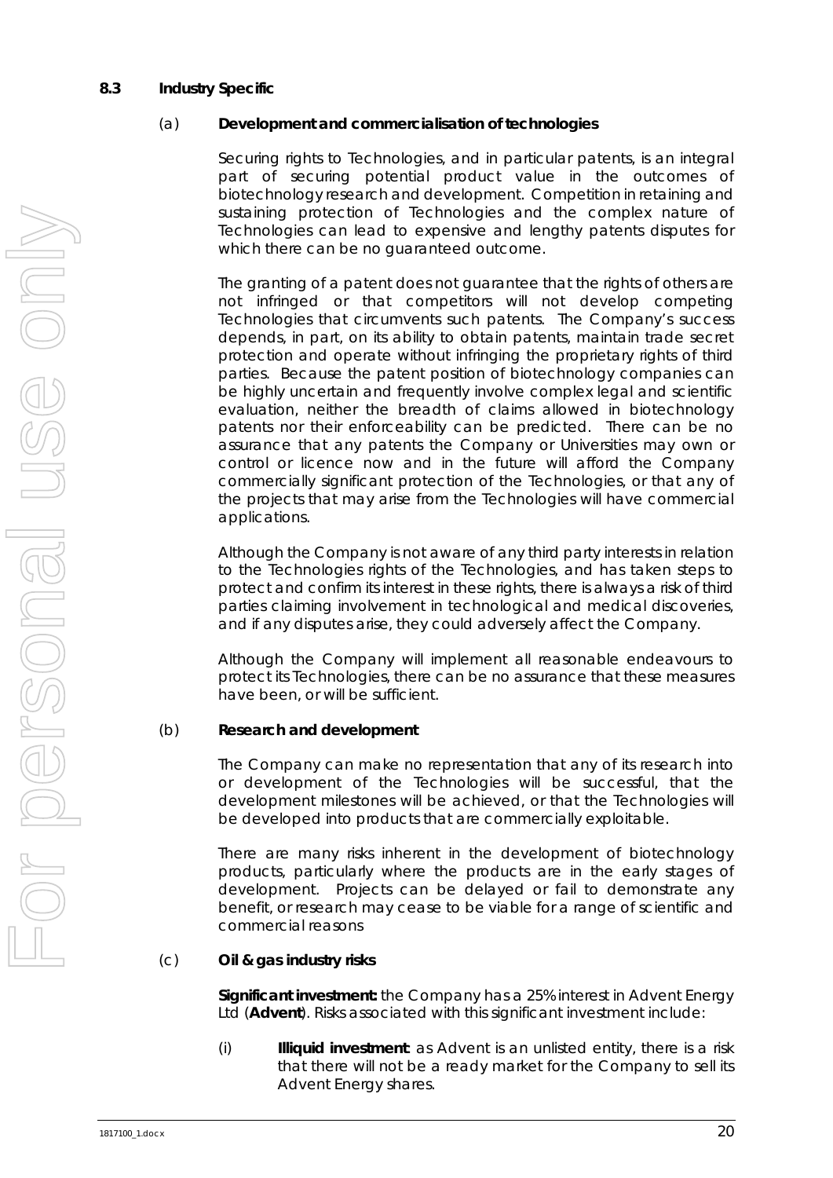## 8.3 Industry Specific

### (a) Development and commercialisation of technologies

Securing rights to Technologies, and in particular patents, is an integral part of securing potential product value in the outcomes of biotechnology research and development. Competition in retaining and sustaining protection of Technologies and the complex nature of Technologies can lead to expensive and lengthy patents disputes for which there can be no guaranteed outcome.

The granting of a patent does not guarantee that the rights of others are not infringed or that competitors will not develop competing Technologies that circumvents such patents. The Company's success depends, in part, on its ability to obtain patents, maintain trade secret protection and operate without infringing the proprietary rights of third parties. Because the patent position of biotechnology companies can be highly uncertain and frequently involve complex legal and scientific evaluation, neither the breadth of claims allowed in biotechnology patents nor their enforceability can be predicted. There can be no assurance that any patents the Company or Universities may own or control or licence now and in the future will afford the Company commercially significant protection of the Technologies, or that any of the projects that may arise from the Technologies will have commercial applications.

Although the Company is not aware of any third party interests in relation to the Technologies rights of the Technologies, and has taken steps to protect and confirm its interest in these rights, there is always a risk of third parties claiming involvement in technological and medical discoveries, and if any disputes arise, they could adversely affect the Company.

Although the Company will implement all reasonable endeavours to protect its Technologies, there can be no assurance that these measures have been, or will be sufficient.

### (b) Research and development

The Company can make no representation that any of its research into or development of the Technologies will be successful, that the development milestones will be achieved, or that the Technologies will be developed into products that are commercially exploitable.

There are many risks inherent in the development of biotechnology products, particularly where the products are in the early stages of development. Projects can be delayed or fail to demonstrate any benefit, or research may cease to be viable for a range of scientific and commercial reasons

### (c) Oil & gas industry risks

**Significant investment:** the Company has a 25% interest in Advent Energy Ltd (**Advent**). Risks associated with this significant investment include:

(i) **Illiquid investment**: as Advent is an unlisted entity, there is a risk that there will not be a ready market for the Company to sell its Advent Energy shares.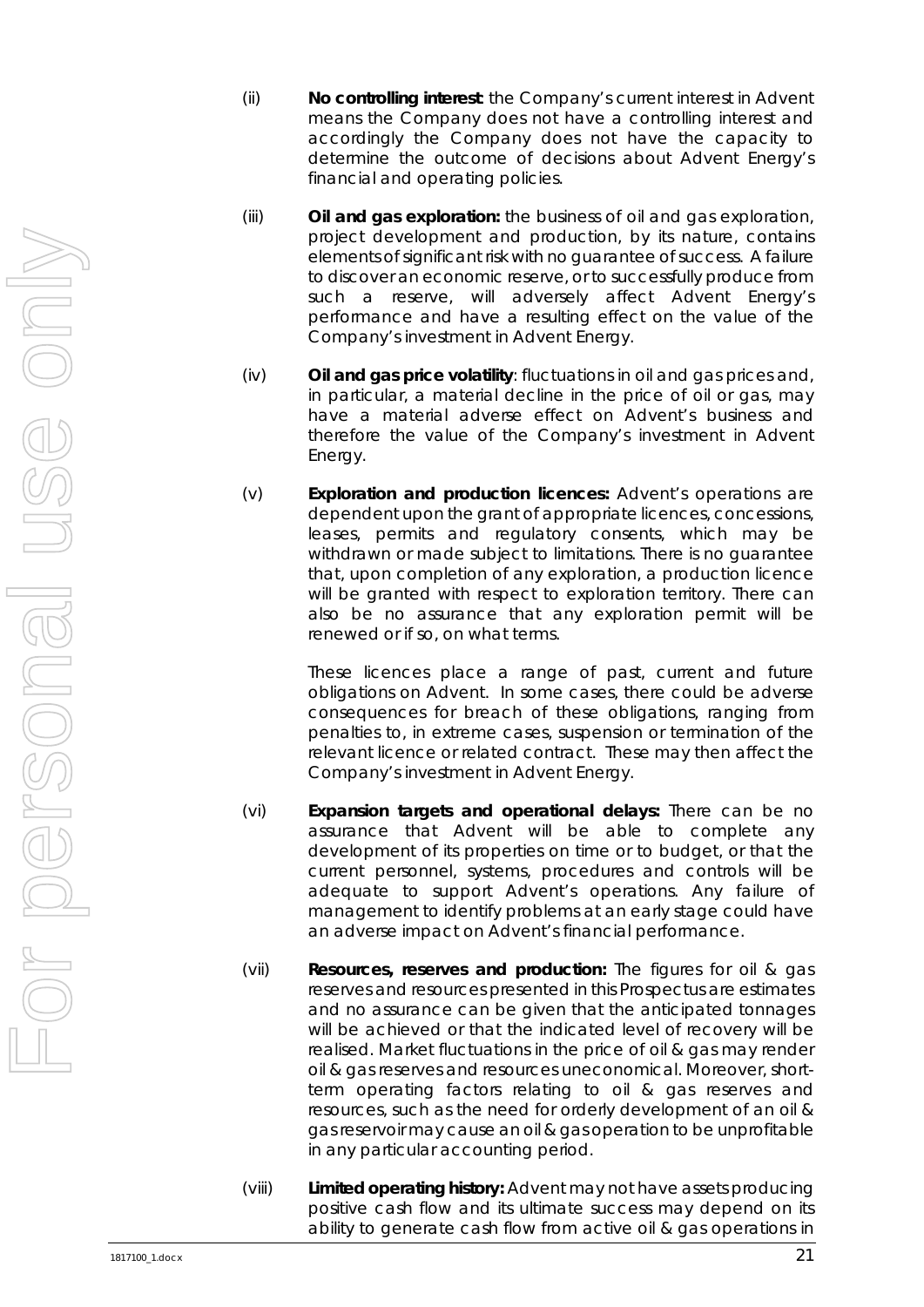(ii) **No controlling interest**: the Company's current interest in Advent means the Company does not have a controlling interest and accordingly the Company does not have the capacity to determine the outcome of decisions about Advent Energy's financial and operating policies.

(iii) **Oil and gas exploration:** the business of oil and gas exploration, project development and production, by its nature, contains elements of significant risk with no guarantee of success. A failure to discover an economic reserve, or to successfully produce from such a reserve, will adversely affect Advent Energy's performance and have a resulting effect on the value of the Company's investment in Advent Energy.

(iv) **Oil and gas price volatility**: fluctuations in oil and gas prices and, in particular, a material decline in the price of oil or gas, may have a material adverse effect on Advent's business and therefore the value of the Company's investment in Advent Energy.

(v) **Exploration and production licences:** Advent's operations are dependent upon the grant of appropriate licences, concessions, leases, permits and regulatory consents, which may be withdrawn or made subject to limitations. There is no guarantee that, upon completion of any exploration, a production licence will be granted with respect to exploration territory. There can also be no assurance that any exploration permit will be renewed or if so, on what terms.

These licences place a range of past, current and future obligations on Advent. In some cases, there could be adverse consequences for breach of these obligations, ranging from penalties to, in extreme cases, suspension or termination of the relevant licence or related contract. These may then affect the Company's investment in Advent Energy.

(vi) **Expansion targets and operational delays:** There can be no assurance that Advent will be able to complete any development of its properties on time or to budget, or that the current personnel, systems, procedures and controls will be adequate to support Advent's operations. Any failure of management to identify problems at an early stage could have an adverse impact on Advent's financial performance.

(vii) **Resources, reserves and production:** The figures for oil & gas reserves and resources presented in this Prospectus are estimates and no assurance can be given that the anticipated tonnages will be achieved or that the indicated level of recovery will be realised. Market fluctuations in the price of oil & gas may render oil & gas reserves and resources uneconomical. Moreover, short-term operating factors relating to oil & gas reserves and resources, such as the need for orderly development of an oil & gas reservoir may cause an oil & gas operation to be unprofitable in any particular accounting period.

(viii) **Limited operating history:** Advent may not have assets producing positive cash flow and its ultimate success may depend on its ability to generate cash flow from active oil & gas operations in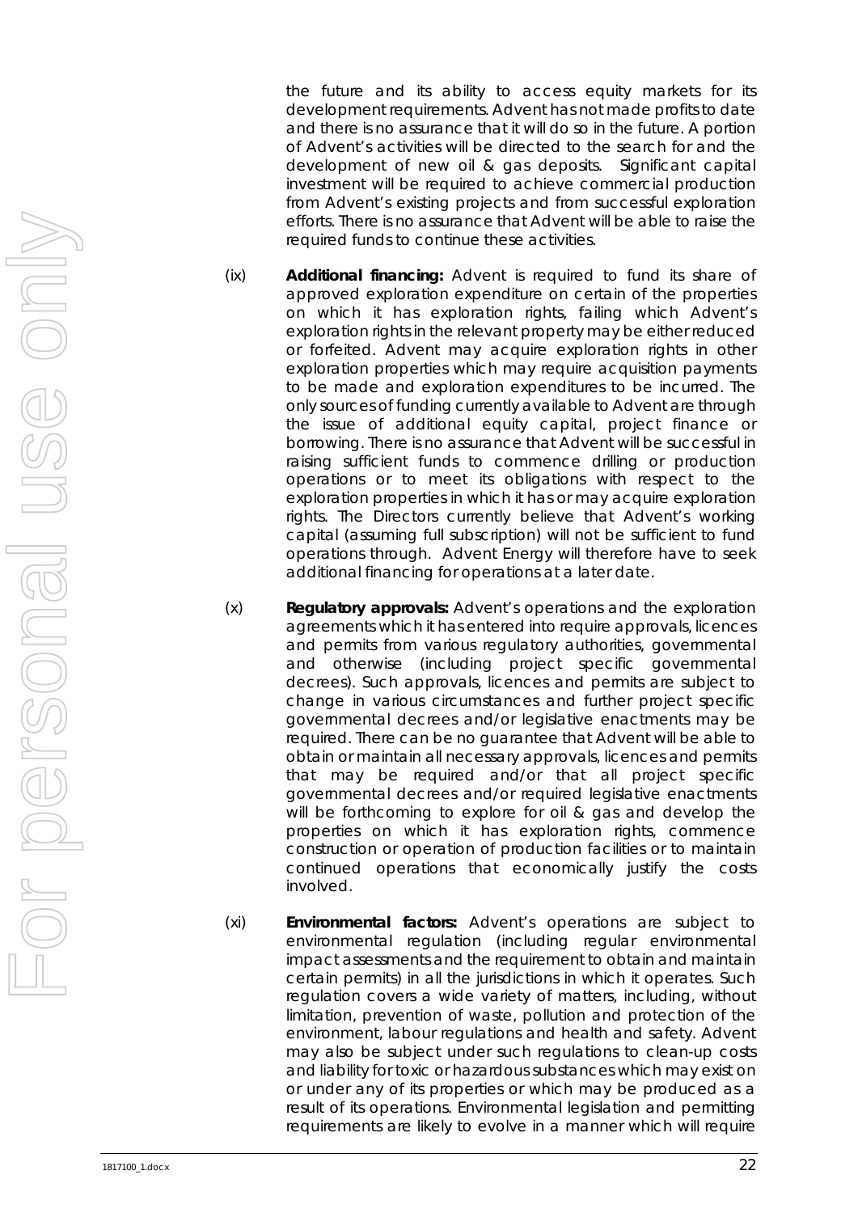the future and its ability to access equity markets for its development requirements. Advent has not made profits to date and there is no assurance that it will do so in the future. A portion of Advent's activities will be directed to the search for and the development of new oil & gas deposits. Significant capital investment will be required to achieve commercial production from Advent's existing projects and from successful exploration efforts. There is no assurance that Advent will be able to raise the required funds to continue these activities.

(ix) **Additional financing:** Advent is required to fund its share of approved exploration expenditure on certain of the properties on which it has exploration rights, failing which Advent's exploration rights in the relevant property may be either reduced or forfeited. Advent may acquire exploration rights in other exploration properties which may require acquisition payments to be made and exploration expenditures to be incurred. The only sources of funding currently available to Advent are through the issue of additional equity capital, project finance or borrowing. There is no assurance that Advent will be successful in raising sufficient funds to commence drilling or production operations or to meet its obligations with respect to the exploration properties in which it has or may acquire exploration rights. The Directors currently believe that Advent's working capital (assuming full subscription) will not be sufficient to fund operations through. Advent Energy will therefore have to seek additional financing for operations at a later date.

(x) **Regulatory approvals:** Advent's operations and the exploration agreements which it has entered into require approvals, licences and permits from various regulatory authorities, governmental and otherwise (including project specific governmental decrees). Such approvals, licences and permits are subject to change in various circumstances and further project specific governmental decrees and/or legislative enactments may be required. There can be no guarantee that Advent will be able to obtain or maintain all necessary approvals, licences and permits that may be required and/or that all project specific governmental decrees and/or required legislative enactments will be forthcoming to explore for oil & gas and develop the properties on which it has exploration rights, commence construction or operation of production facilities or to maintain continued operations that economically justify the costs involved.

(xi) **Environmental factors:** Advent's operations are subject to environmental regulation (including regular environmental impact assessments and the requirement to obtain and maintain certain permits) in all the jurisdictions in which it operates. Such regulation covers a wide variety of matters, including, without limitation, prevention of waste, pollution and protection of the environment, labour regulations and health and safety. Advent may also be subject under such regulations to clean-up costs and liability for toxic or hazardous substances which may exist on or under any of its properties or which may be produced as a result of its operations. Environmental legislation and permitting requirements are likely to evolve in a manner which will require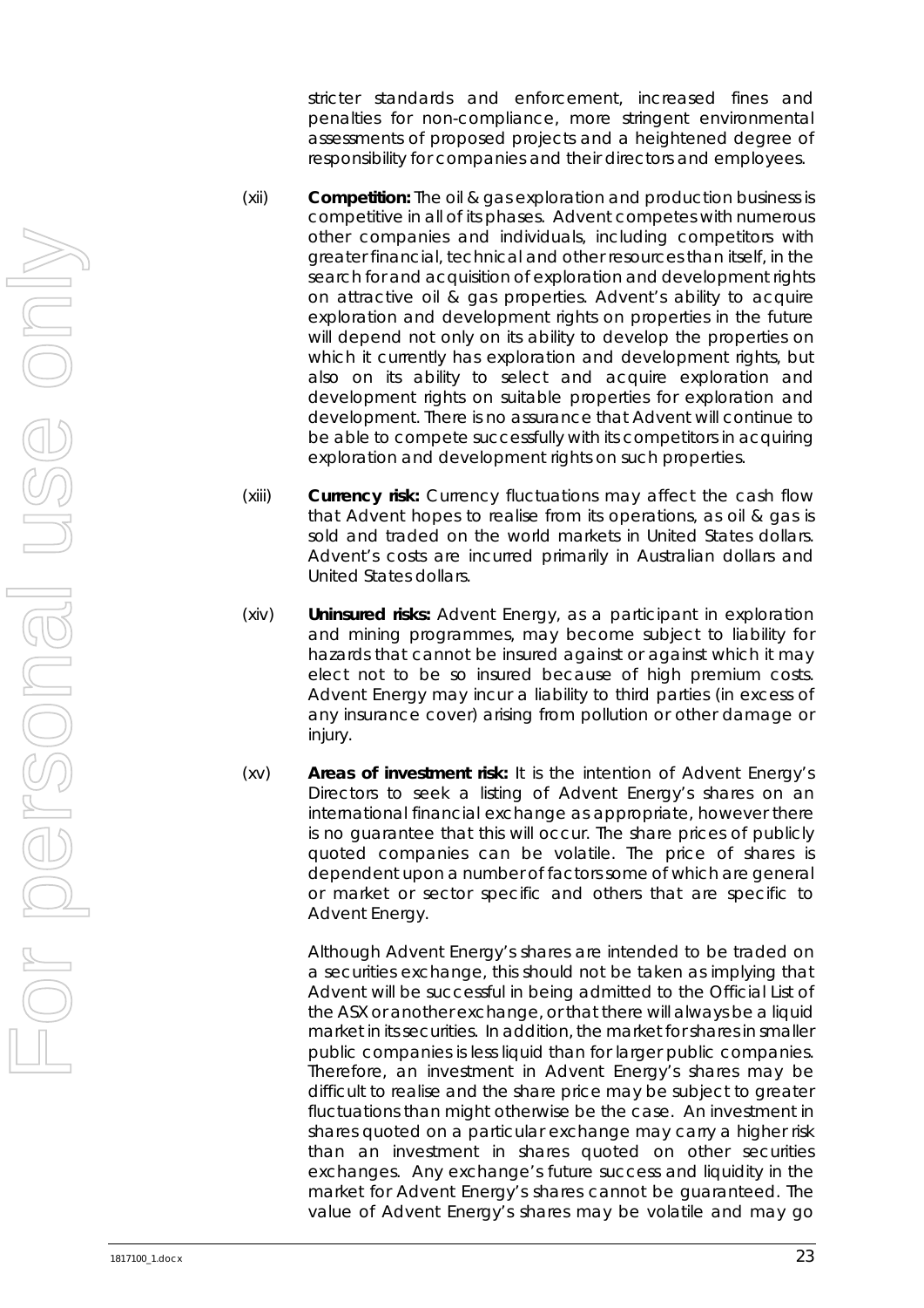stricter standards and enforcement, increased fines and penalties for non-compliance, more stringent environmental assessments of proposed projects and a heightened degree of responsibility for companies and their directors and employees.

(xii) **Competition:** The oil & gas exploration and production business is competitive in all of its phases. Advent competes with numerous other companies and individuals, including competitors with greater financial, technical and other resources than itself, in the search for and acquisition of exploration and development rights on attractive oil & gas properties. Advent's ability to acquire exploration and development rights on properties in the future will depend not only on its ability to develop the properties on which it currently has exploration and development rights, but also on its ability to select and acquire exploration and development rights on suitable properties for exploration and development. There is no assurance that Advent will continue to be able to compete successfully with its competitors in acquiring exploration and development rights on such properties.

(xiii) **Currency risk:** Currency fluctuations may affect the cash flow that Advent hopes to realise from its operations, as oil & gas is sold and traded on the world markets in United States dollars. Advent's costs are incurred primarily in Australian dollars and United States dollars.

(xiv) **Uninsured risks:** Advent Energy, as a participant in exploration and mining programmes, may become subject to liability for hazards that cannot be insured against or against which it may elect not to be so insured because of high premium costs. Advent Energy may incur a liability to third parties (in excess of any insurance cover) arising from pollution or other damage or injury.

(xv) **Areas of investment risk:** It is the intention of Advent Energy's Directors to seek a listing of Advent Energy's shares on an international financial exchange as appropriate, however there is no guarantee that this will occur. The share prices of publicly quoted companies can be volatile. The price of shares is dependent upon a number of factors some of which are general or market or sector specific and others that are specific to Advent Energy.

Although Advent Energy's shares are intended to be traded on a securities exchange, this should not be taken as implying that Advent will be successful in being admitted to the Official List of the ASX or another exchange, or that there will always be a liquid market in its securities. In addition, the market for shares in smaller public companies is less liquid than for larger public companies. Therefore, an investment in Advent Energy's shares may be difficult to realise and the share price may be subject to greater fluctuations than might otherwise be the case. An investment in shares quoted on a particular exchange may carry a higher risk than an investment in shares quoted on other securities exchanges. Any exchange's future success and liquidity in the market for Advent Energy's shares cannot be guaranteed. The value of Advent Energy's shares may be volatile and may go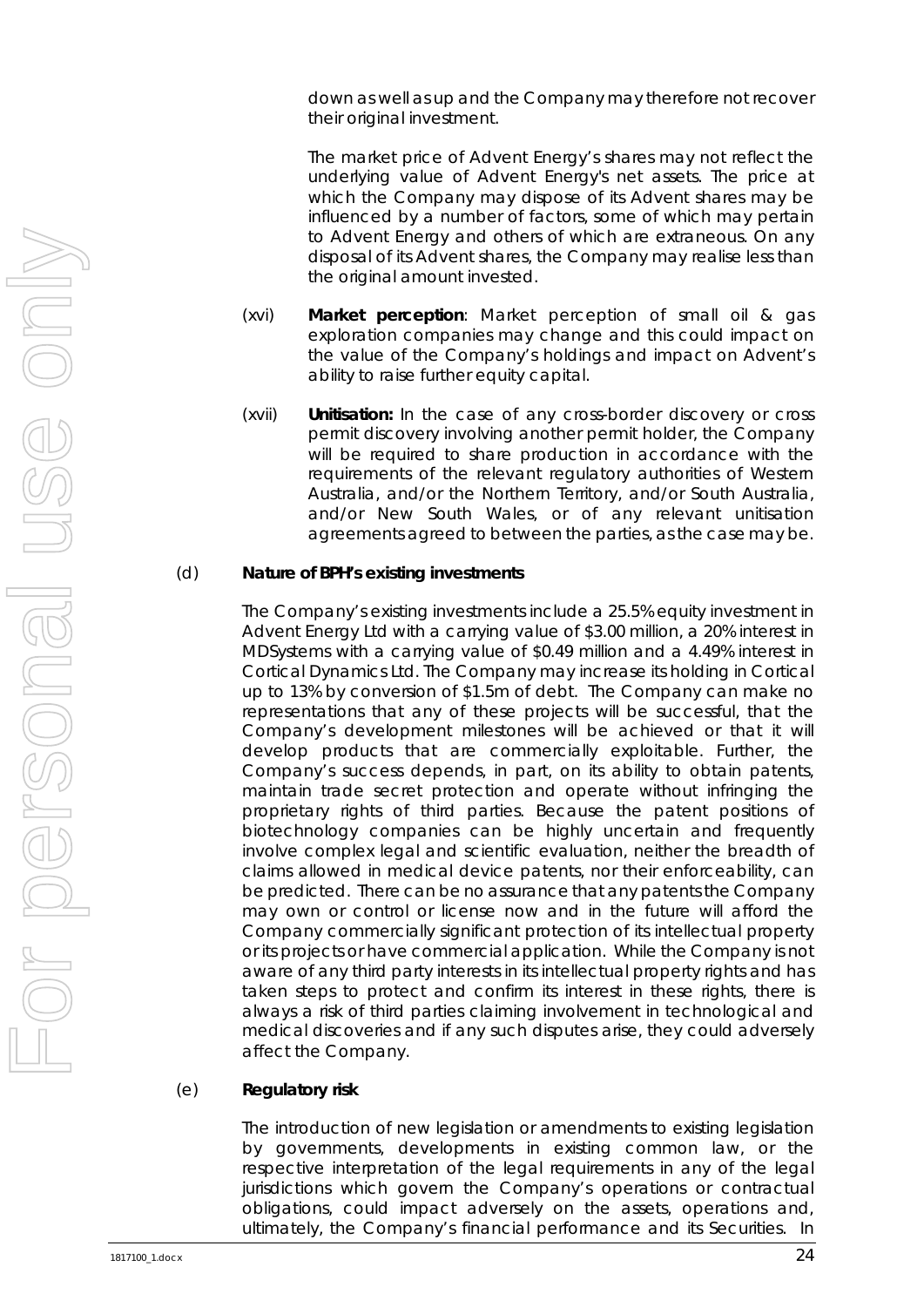down as well as up and the Company may therefore not recover their original investment.

The market price of Advent Energy's shares may not reflect the underlying value of Advent Energy's net assets. The price at which the Company may dispose of its Advent shares may be influenced by a number of factors, some of which may pertain to Advent Energy and others of which are extraneous. On any disposal of its Advent shares, the Company may realise less than the original amount invested.

(xvi) **Market perception**: Market perception of small oil & gas exploration companies may change and this could impact on the value of the Company's holdings and impact on Advent's ability to raise further equity capital.

(xvii) **Unitisation:** In the case of any cross-border discovery or cross permit discovery involving another permit holder, the Company will be required to share production in accordance with the requirements of the relevant regulatory authorities of Western Australia, and/or the Northern Territory, and/or South Australia, and/or New South Wales, or of any relevant unitisation agreements agreed to between the parties, as the case may be.

(d) **Nature of BPH's existing investments**

The Company's existing investments include a 25.5% equity investment in Advent Energy Ltd with a carrying value of $3.00 million, a 20% interest in MDSystems with a carrying value of $0.49 million and a 4.49% interest in Cortical Dynamics Ltd. The Company may increase its holding in Cortical up to 13% by conversion of $1.5m of debt. The Company can make no representations that any of these projects will be successful, that the Company's development milestones will be achieved or that it will develop products that are commercially exploitable. Further, the Company's success depends, in part, on its ability to obtain patents, maintain trade secret protection and operate without infringing the proprietary rights of third parties. Because the patent positions of biotechnology companies can be highly uncertain and frequently involve complex legal and scientific evaluation, neither the breadth of claims allowed in medical device patents, nor their enforceability, can be predicted. There can be no assurance that any patents the Company may own or control or license now and in the future will afford the Company commercially significant protection of its intellectual property or its projects or have commercial application. While the Company is not aware of any third party interests in its intellectual property rights and has taken steps to protect and confirm its interest in these rights, there is always a risk of third parties claiming involvement in technological and medical discoveries and if any such disputes arise, they could adversely affect the Company.

(e) **Regulatory risk**

The introduction of new legislation or amendments to existing legislation by governments, developments in existing common law, or the respective interpretation of the legal requirements in any of the legal jurisdictions which govern the Company's operations or contractual obligations, could impact adversely on the assets, operations and, ultimately, the Company's financial performance and its Securities. In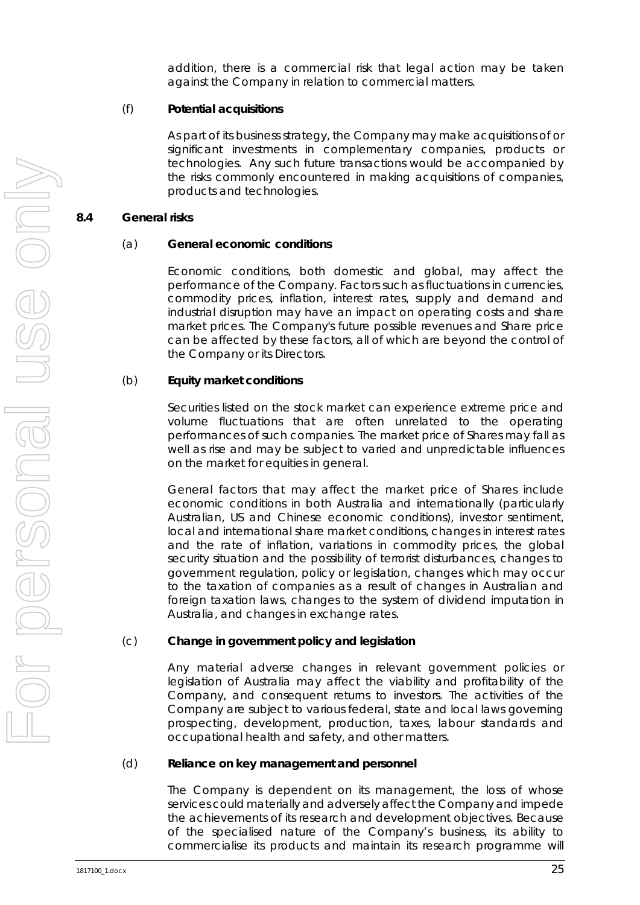addition, there is a commercial risk that legal action may be taken against the Company in relation to commercial matters.

(f) **Potential acquisitions**

As part of its business strategy, the Company may make acquisitions of or significant investments in complementary companies, products or technologies. Any such future transactions would be accompanied by the risks commonly encountered in making acquisitions of companies, products and technologies.

## 8.4 General risks

(a) **General economic conditions**

Economic conditions, both domestic and global, may affect the performance of the Company. Factors such as fluctuations in currencies, commodity prices, inflation, interest rates, supply and demand and industrial disruption may have an impact on operating costs and share market prices. The Company's future possible revenues and Share price can be affected by these factors, all of which are beyond the control of the Company or its Directors.

(b) **Equity market conditions**

Securities listed on the stock market can experience extreme price and volume fluctuations that are often unrelated to the operating performances of such companies. The market price of Shares may fall as well as rise and may be subject to varied and unpredictable influences on the market for equities in general.

General factors that may affect the market price of Shares include economic conditions in both Australia and internationally (particularly Australian, US and Chinese economic conditions), investor sentiment, local and international share market conditions, changes in interest rates and the rate of inflation, variations in commodity prices, the global security situation and the possibility of terrorist disturbances, changes to government regulation, policy or legislation, changes which may occur to the taxation of companies as a result of changes in Australian and foreign taxation laws, changes to the system of dividend imputation in Australia, and changes in exchange rates.

(c) **Change in government policy and legislation**

Any material adverse changes in relevant government policies or legislation of Australia may affect the viability and profitability of the Company, and consequent returns to investors. The activities of the Company are subject to various federal, state and local laws governing prospecting, development, production, taxes, labour standards and occupational health and safety, and other matters.

(d) **Reliance on key management and personnel**

The Company is dependent on its management, the loss of whose services could materially and adversely affect the Company and impede the achievements of its research and development objectives. Because of the specialised nature of the Company's business, its ability to commercialise its products and maintain its research programme will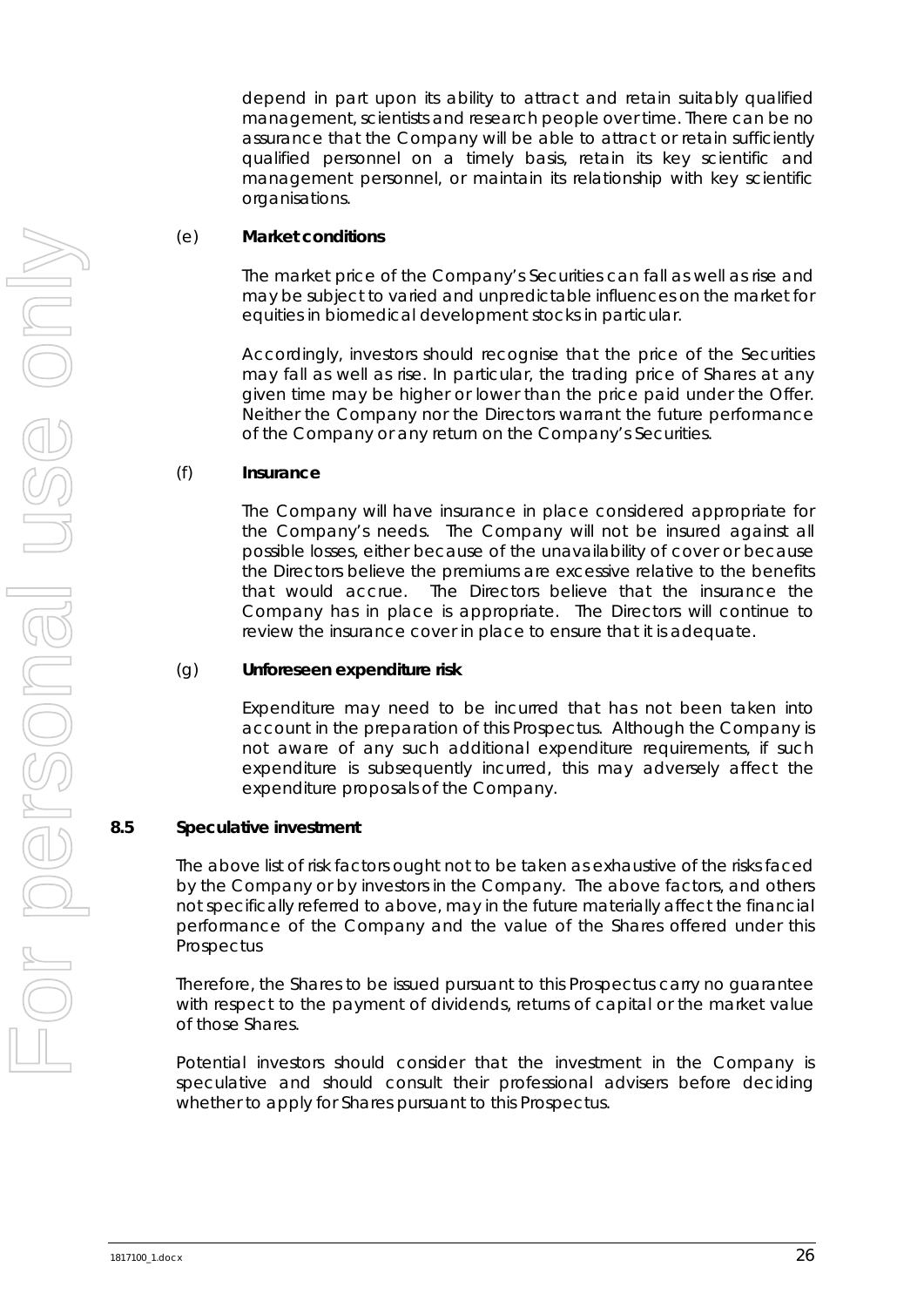depend in part upon its ability to attract and retain suitably qualified management, scientists and research people over time. There can be no assurance that the Company will be able to attract or retain sufficiently qualified personnel on a timely basis, retain its key scientific and management personnel, or maintain its relationship with key scientific organisations.

(e) **Market conditions**

The market price of the Company's Securities can fall as well as rise and may be subject to varied and unpredictable influences on the market for equities in biomedical development stocks in particular.

Accordingly, investors should recognise that the price of the Securities may fall as well as rise. In particular, the trading price of Shares at any given time may be higher or lower than the price paid under the Offer. Neither the Company nor the Directors warrant the future performance of the Company or any return on the Company's Securities.

(f) **Insurance**

The Company will have insurance in place considered appropriate for the Company's needs. The Company will not be insured against all possible losses, either because of the unavailability of cover or because the Directors believe the premiums are excessive relative to the benefits that would accrue. The Directors believe that the insurance the Company has in place is appropriate. The Directors will continue to review the insurance cover in place to ensure that it is adequate.

(g) **Unforeseen expenditure risk**

Expenditure may need to be incurred that has not been taken into account in the preparation of this Prospectus. Although the Company is not aware of any such additional expenditure requirements, if such expenditure is subsequently incurred, this may adversely affect the expenditure proposals of the Company.

### 8.5 Speculative investment

The above list of risk factors ought not to be taken as exhaustive of the risks faced by the Company or by investors in the Company. The above factors, and others not specifically referred to above, may in the future materially affect the financial performance of the Company and the value of the Shares offered under this Prospectus

Therefore, the Shares to be issued pursuant to this Prospectus carry no guarantee with respect to the payment of dividends, returns of capital or the market value of those Shares.

Potential investors should consider that the investment in the Company is speculative and should consult their professional advisers before deciding whether to apply for Shares pursuant to this Prospectus.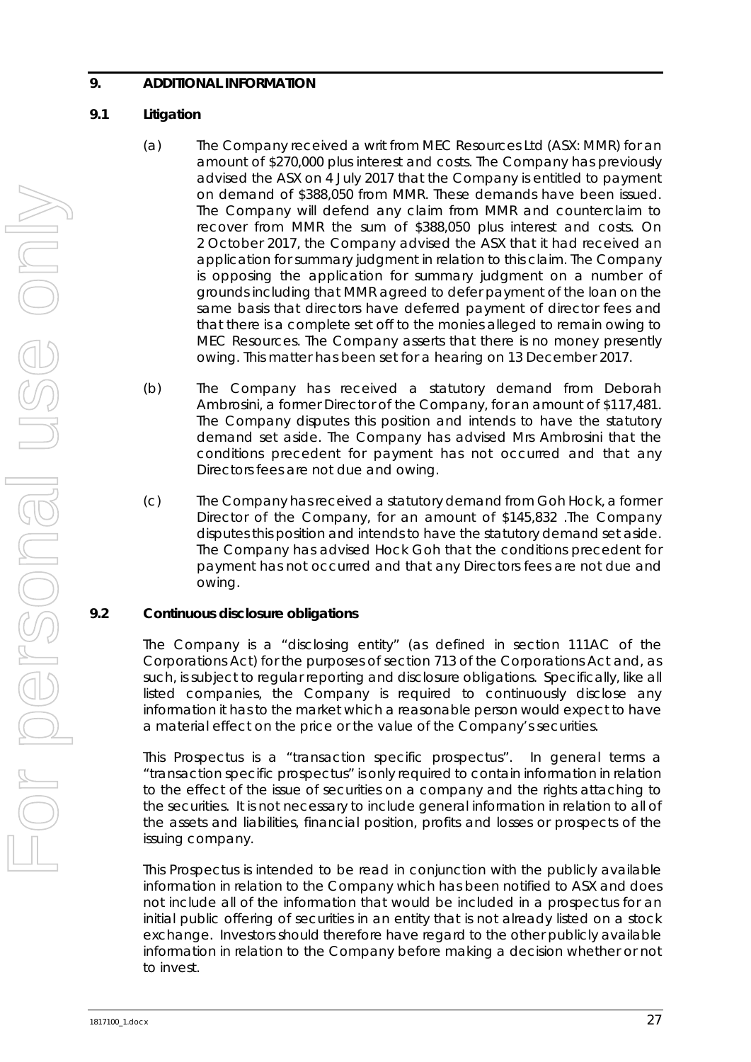## 9. ADDITIONAL INFORMATION

### 9.1 Litigation

(a) The Company received a writ from MEC Resources Ltd (ASX: MMR) for an amount of $270,000 plus interest and costs. The Company has previously advised the ASX on 4 July 2017 that the Company is entitled to payment on demand of $388,050 from MMR. These demands have been issued. The Company will defend any claim from MMR and counterclaim to recover from MMR the sum of $388,050 plus interest and costs. On 2 October 2017, the Company advised the ASX that it had received an application for summary judgment in relation to this claim. The Company is opposing the application for summary judgment on a number of grounds including that MMR agreed to defer payment of the loan on the same basis that directors have deferred payment of director fees and that there is a complete set off to the monies alleged to remain owing to MEC Resources. The Company asserts that there is no money presently owing. This matter has been set for a hearing on 13 December 2017.

(b) The Company has received a statutory demand from Deborah Ambrosini, a former Director of the Company, for an amount of $117,481. The Company disputes this position and intends to have the statutory demand set aside. The Company has advised Mrs Ambrosini that the conditions precedent for payment has not occurred and that any Directors fees are not due and owing.

(c) The Company has received a statutory demand from Goh Hock, a former Director of the Company, for an amount of $145,832 .The Company disputes this position and intends to have the statutory demand set aside. The Company has advised Hock Goh that the conditions precedent for payment has not occurred and that any Directors fees are not due and owing.

### 9.2 Continuous disclosure obligations

The Company is a "disclosing entity" (as defined in section 111AC of the Corporations Act) for the purposes of section 713 of the Corporations Act and, as such, is subject to regular reporting and disclosure obligations. Specifically, like all listed companies, the Company is required to continuously disclose any information it has to the market which a reasonable person would expect to have a material effect on the price or the value of the Company's securities.

This Prospectus is a "transaction specific prospectus". In general terms a "transaction specific prospectus" is only required to contain information in relation to the effect of the issue of securities on a company and the rights attaching to the securities. It is not necessary to include general information in relation to all of the assets and liabilities, financial position, profits and losses or prospects of the issuing company.

This Prospectus is intended to be read in conjunction with the publicly available information in relation to the Company which has been notified to ASX and does not include all of the information that would be included in a prospectus for an initial public offering of securities in an entity that is not already listed on a stock exchange. Investors should therefore have regard to the other publicly available information in relation to the Company before making a decision whether or not to invest.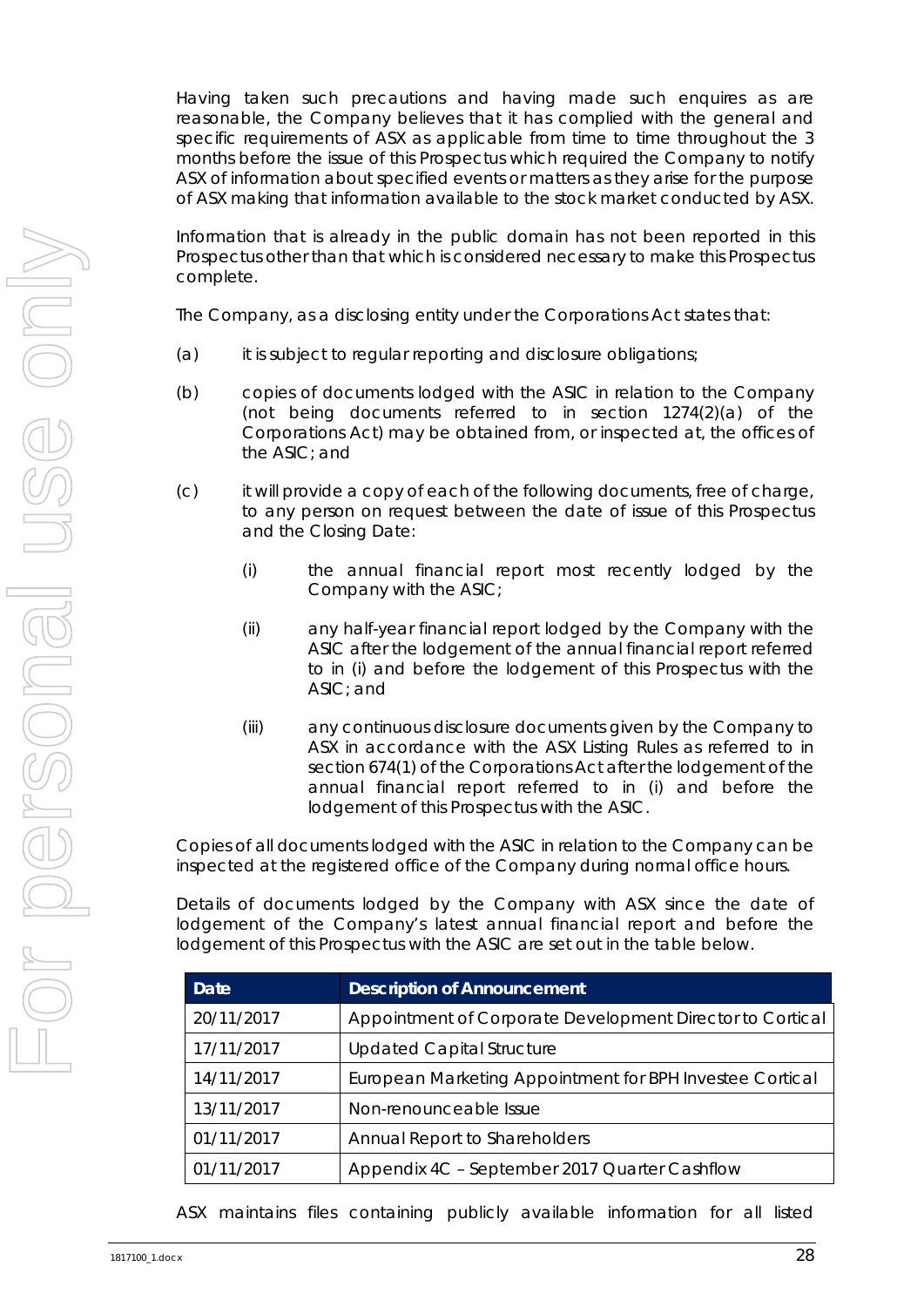Having taken such precautions and having made such enquires as are reasonable, the Company believes that it has complied with the general and specific requirements of ASX as applicable from time to time throughout the 3 months before the issue of this Prospectus which required the Company to notify ASX of information about specified events or matters as they arise for the purpose of ASX making that information available to the stock market conducted by ASX.

Information that is already in the public domain has not been reported in this Prospectus other than that which is considered necessary to make this Prospectus complete.

The Company, as a disclosing entity under the Corporations Act states that:

(a) it is subject to regular reporting and disclosure obligations;

(b) copies of documents lodged with the ASIC in relation to the Company (not being documents referred to in section 1274(2)(a) of the Corporations Act) may be obtained from, or inspected at, the offices of the ASIC; and

(c) it will provide a copy of each of the following documents, free of charge, to any person on request between the date of issue of this Prospectus and the Closing Date:

   (i) the annual financial report most recently lodged by the Company with the ASIC;

   (ii) any half-year financial report lodged by the Company with the ASIC after the lodgement of the annual financial report referred to in (i) and before the lodgement of this Prospectus with the ASIC; and

   (iii) any continuous disclosure documents given by the Company to ASX in accordance with the ASX Listing Rules as referred to in section 674(1) of the Corporations Act after the lodgement of the annual financial report referred to in (i) and before the lodgement of this Prospectus with the ASIC.

Copies of all documents lodged with the ASIC in relation to the Company can be inspected at the registered office of the Company during normal office hours.

Details of documents lodged by the Company with ASX since the date of lodgement of the Company's latest annual financial report and before the lodgement of this Prospectus with the ASIC are set out in the table below.

| Date | Description of Announcement |
|---|---|
| 20/11/2017 | Appointment of Corporate Development Director to Cortical |
| 17/11/2017 | Updated Capital Structure |
| 14/11/2017 | European Marketing Appointment for BPH Investee Cortical |
| 13/11/2017 | Non-renounceable Issue |
| 01/11/2017 | Annual Report to Shareholders |
| 01/11/2017 | Appendix 4C – September 2017 Quarter Cashflow |

ASX maintains files containing publicly available information for all listed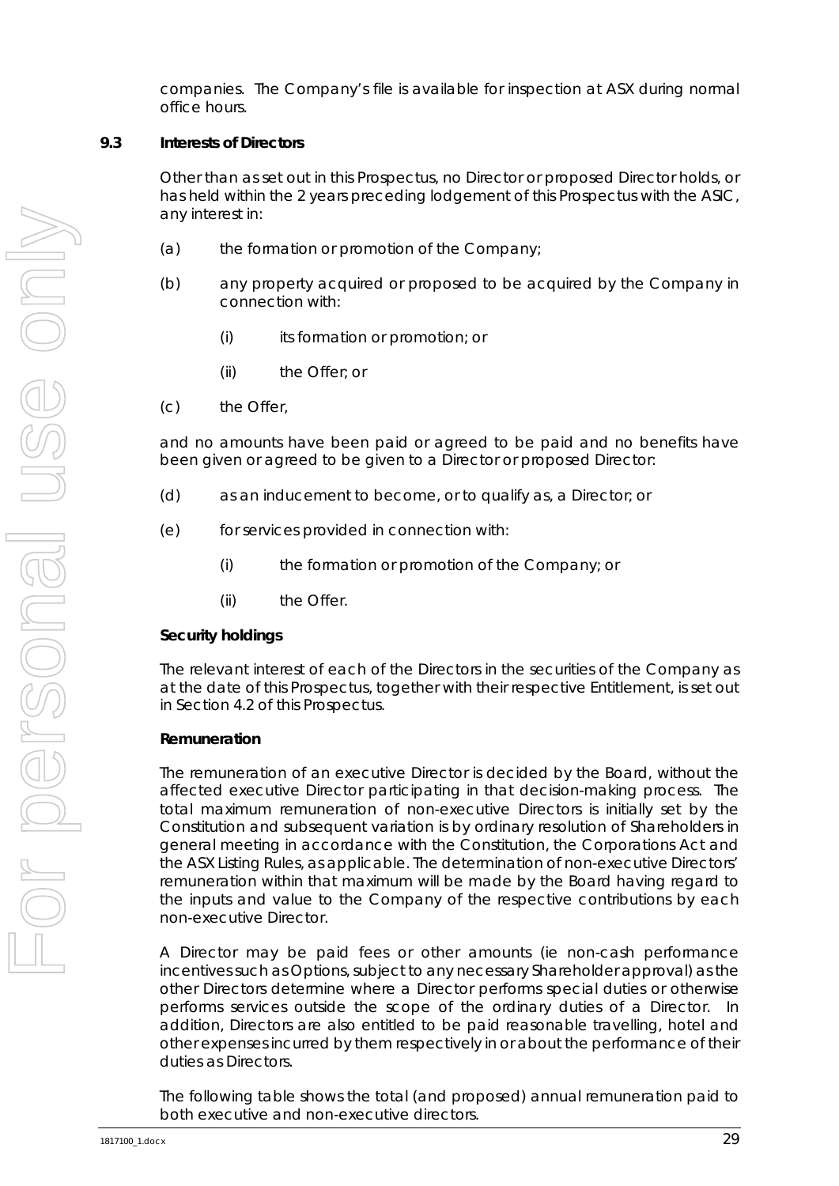companies. The Company's file is available for inspection at ASX during normal office hours.

### 9.3 Interests of Directors

Other than as set out in this Prospectus, no Director or proposed Director holds, or has held within the 2 years preceding lodgement of this Prospectus with the ASIC, any interest in:

(a) the formation or promotion of the Company;

(b) any property acquired or proposed to be acquired by the Company in connection with:

(i) its formation or promotion; or

(ii) the Offer; or

(c) the Offer,

and no amounts have been paid or agreed to be paid and no benefits have been given or agreed to be given to a Director or proposed Director:

(d) as an inducement to become, or to qualify as, a Director; or

(e) for services provided in connection with:

(i) the formation or promotion of the Company; or

(ii) the Offer.

**Security holdings**

The relevant interest of each of the Directors in the securities of the Company as at the date of this Prospectus, together with their respective Entitlement, is set out in Section 4.2 of this Prospectus.

**Remuneration**

The remuneration of an executive Director is decided by the Board, without the affected executive Director participating in that decision-making process. The total maximum remuneration of non-executive Directors is initially set by the Constitution and subsequent variation is by ordinary resolution of Shareholders in general meeting in accordance with the Constitution, the Corporations Act and the ASX Listing Rules, as applicable. The determination of non-executive Directors' remuneration within that maximum will be made by the Board having regard to the inputs and value to the Company of the respective contributions by each non-executive Director.

A Director may be paid fees or other amounts (ie non-cash performance incentives such as Options, subject to any necessary Shareholder approval) as the other Directors determine where a Director performs special duties or otherwise performs services outside the scope of the ordinary duties of a Director. In addition, Directors are also entitled to be paid reasonable travelling, hotel and other expenses incurred by them respectively in or about the performance of their duties as Directors.

The following table shows the total (and proposed) annual remuneration paid to both executive and non-executive directors.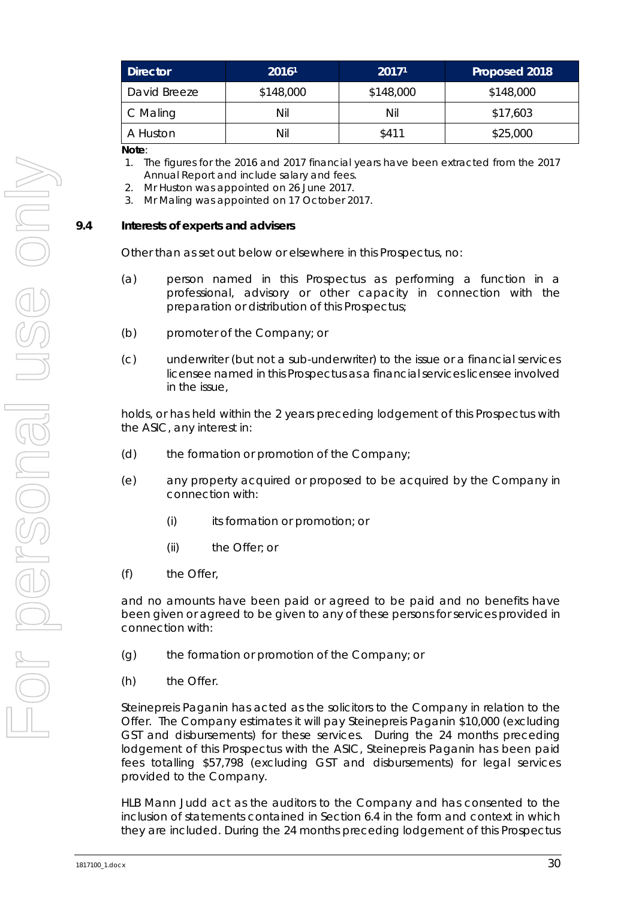| Director | 2016[1] | 2017[1] | Proposed 2018 |
|---|---|---|---|
| David Breeze | $148,000 | $148,000 | $148,000 |
| C Maling | Nil | Nil | $17,603 |
| A Huston | Nil | $411 | $25,000 |

**Note**:

1. The figures for the 2016 and 2017 financial years have been extracted from the 2017 Annual Report and include salary and fees.
2. Mr Huston was appointed on 26 June 2017.
3. Mr Maling was appointed on 17 October 2017.

## 9.4 Interests of experts and advisers

Other than as set out below or elsewhere in this Prospectus, no:

(a) person named in this Prospectus as performing a function in a professional, advisory or other capacity in connection with the preparation or distribution of this Prospectus;

(b) promoter of the Company; or

(c) underwriter (but not a sub-underwriter) to the issue or a financial services licensee named in this Prospectus as a financial services licensee involved in the issue,

holds, or has held within the 2 years preceding lodgement of this Prospectus with the ASIC, any interest in:

(d) the formation or promotion of the Company;

(e) any property acquired or proposed to be acquired by the Company in connection with:

 (i) its formation or promotion; or

 (ii) the Offer; or

(f) the Offer,

and no amounts have been paid or agreed to be paid and no benefits have been given or agreed to be given to any of these persons for services provided in connection with:

(g) the formation or promotion of the Company; or

(h) the Offer.

Steinepreis Paganin has acted as the solicitors to the Company in relation to the Offer. The Company estimates it will pay Steinepreis Paganin $10,000 (excluding GST and disbursements) for these services. During the 24 months preceding lodgement of this Prospectus with the ASIC, Steinepreis Paganin has been paid fees totalling $57,798 (excluding GST and disbursements) for legal services provided to the Company.

HLB Mann Judd act as the auditors to the Company and has consented to the inclusion of statements contained in Section 6.4 in the form and context in which they are included. During the 24 months preceding lodgement of this Prospectus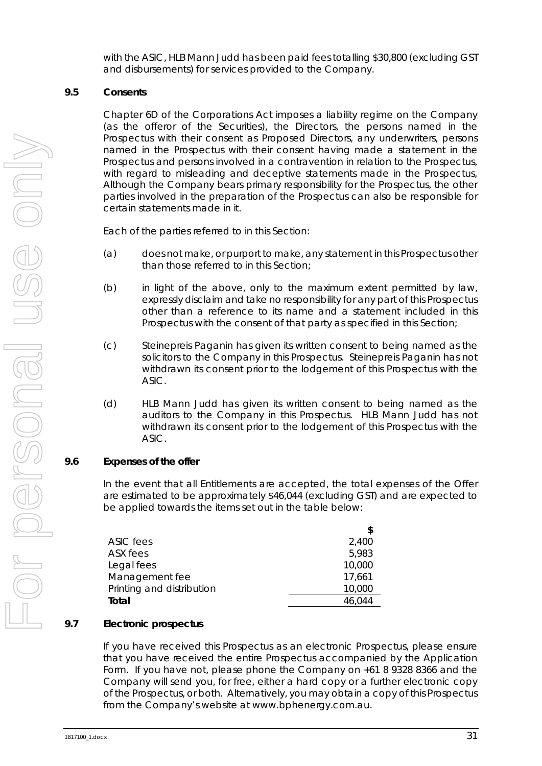with the ASIC, HLB Mann Judd has been paid fees totalling $30,800 (excluding GST and disbursements) for services provided to the Company.

### 9.5 Consents

Chapter 6D of the Corporations Act imposes a liability regime on the Company (as the offeror of the Securities), the Directors, the persons named in the Prospectus with their consent as Proposed Directors, any underwriters, persons named in the Prospectus with their consent having made a statement in the Prospectus and persons involved in a contravention in relation to the Prospectus, with regard to misleading and deceptive statements made in the Prospectus, Although the Company bears primary responsibility for the Prospectus, the other parties involved in the preparation of the Prospectus can also be responsible for certain statements made in it.

Each of the parties referred to in this Section:

(a) does not make, or purport to make, any statement in this Prospectus other than those referred to in this Section;

(b) in light of the above, only to the maximum extent permitted by law, expressly disclaim and take no responsibility for any part of this Prospectus other than a reference to its name and a statement included in this Prospectus with the consent of that party as specified in this Section;

(c) Steinepreis Paganin has given its written consent to being named as the solicitors to the Company in this Prospectus. Steinepreis Paganin has not withdrawn its consent prior to the lodgement of this Prospectus with the ASIC.

(d) HLB Mann Judd has given its written consent to being named as the auditors to the Company in this Prospectus. HLB Mann Judd has not withdrawn its consent prior to the lodgement of this Prospectus with the ASIC.

### 9.6 Expenses of the offer

In the event that all Entitlements are accepted, the total expenses of the Offer are estimated to be approximately $46,044 (excluding GST) and are expected to be applied towards the items set out in the table below:

| | $ |
|---|---|
| ASIC fees | 2,400 |
| ASX fees | 5,983 |
| Legal fees | 10,000 |
| Management fee | 17,661 |
| Printing and distribution | 10,000 |
| **Total** | 46,044 |

### 9.7 Electronic prospectus

If you have received this Prospectus as an electronic Prospectus, please ensure that you have received the entire Prospectus accompanied by the Application Form. If you have not, please phone the Company on +61 8 9328 8366 and the Company will send you, for free, either a hard copy or a further electronic copy of the Prospectus, or both. Alternatively, you may obtain a copy of this Prospectus from the Company's website at www.bphenergy.com.au.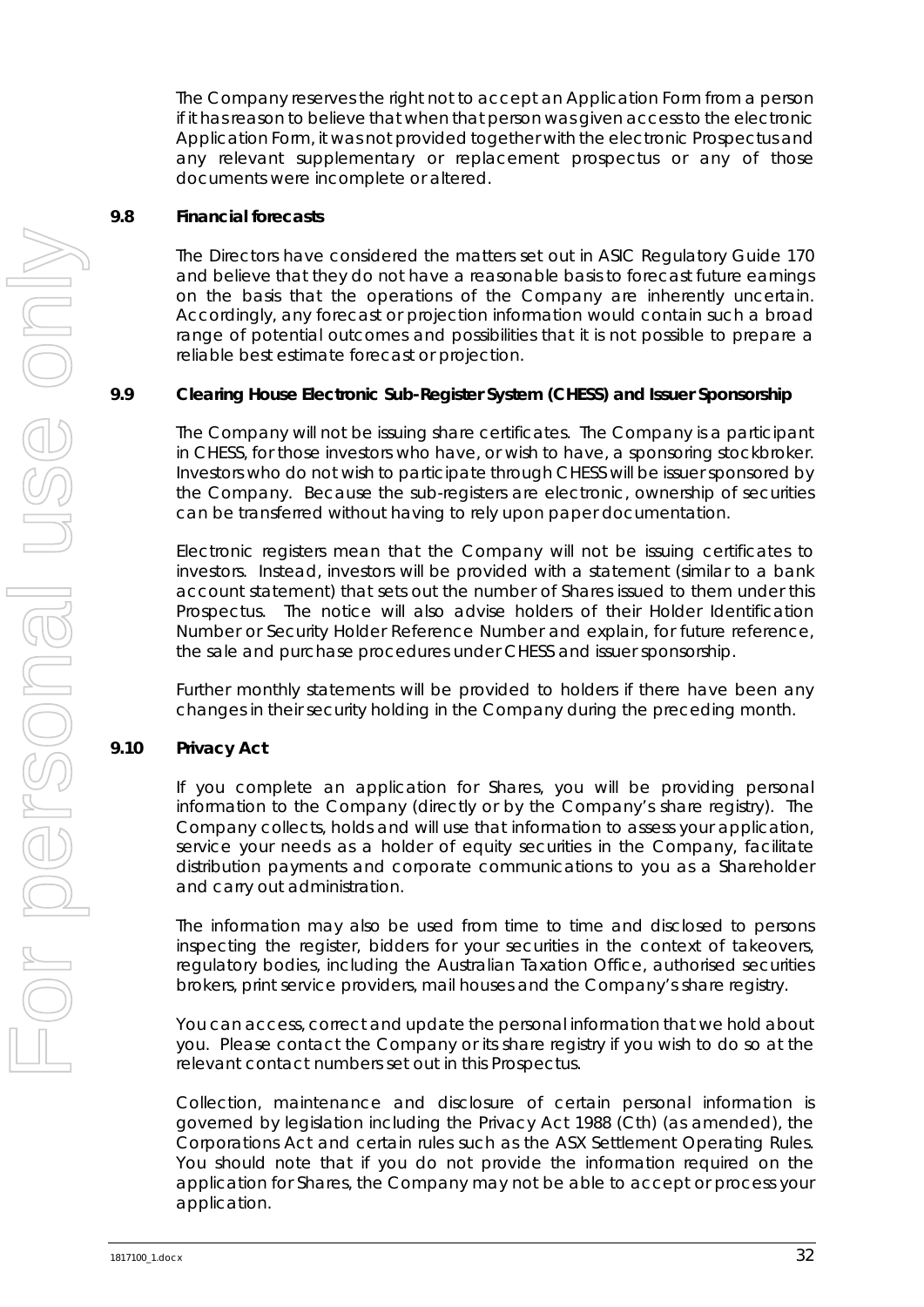The Company reserves the right not to accept an Application Form from a person if it has reason to believe that when that person was given access to the electronic Application Form, it was not provided together with the electronic Prospectus and any relevant supplementary or replacement prospectus or any of those documents were incomplete or altered.

### 9.8 Financial forecasts

The Directors have considered the matters set out in ASIC Regulatory Guide 170 and believe that they do not have a reasonable basis to forecast future earnings on the basis that the operations of the Company are inherently uncertain. Accordingly, any forecast or projection information would contain such a broad range of potential outcomes and possibilities that it is not possible to prepare a reliable best estimate forecast or projection.

### 9.9 Clearing House Electronic Sub-Register System (CHESS) and Issuer Sponsorship

The Company will not be issuing share certificates. The Company is a participant in CHESS, for those investors who have, or wish to have, a sponsoring stockbroker. Investors who do not wish to participate through CHESS will be issuer sponsored by the Company. Because the sub-registers are electronic, ownership of securities can be transferred without having to rely upon paper documentation.

Electronic registers mean that the Company will not be issuing certificates to investors. Instead, investors will be provided with a statement (similar to a bank account statement) that sets out the number of Shares issued to them under this Prospectus. The notice will also advise holders of their Holder Identification Number or Security Holder Reference Number and explain, for future reference, the sale and purchase procedures under CHESS and issuer sponsorship.

Further monthly statements will be provided to holders if there have been any changes in their security holding in the Company during the preceding month.

### 9.10 Privacy Act

If you complete an application for Shares, you will be providing personal information to the Company (directly or by the Company's share registry). The Company collects, holds and will use that information to assess your application, service your needs as a holder of equity securities in the Company, facilitate distribution payments and corporate communications to you as a Shareholder and carry out administration.

The information may also be used from time to time and disclosed to persons inspecting the register, bidders for your securities in the context of takeovers, regulatory bodies, including the Australian Taxation Office, authorised securities brokers, print service providers, mail houses and the Company's share registry.

You can access, correct and update the personal information that we hold about you. Please contact the Company or its share registry if you wish to do so at the relevant contact numbers set out in this Prospectus.

Collection, maintenance and disclosure of certain personal information is governed by legislation including the Privacy Act 1988 (Cth) (as amended), the Corporations Act and certain rules such as the ASX Settlement Operating Rules. You should note that if you do not provide the information required on the application for Shares, the Company may not be able to accept or process your application.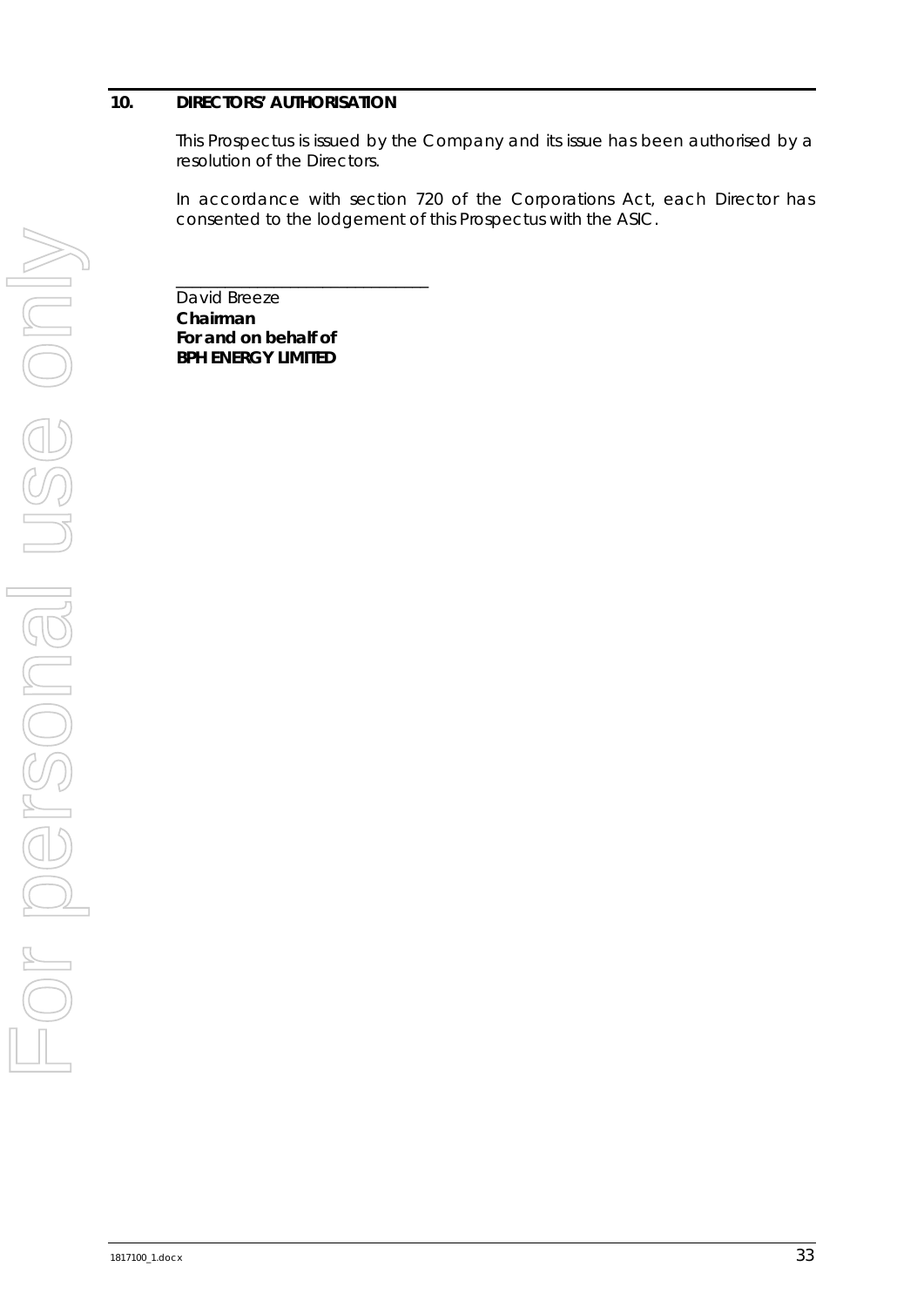## 10. DIRECTORS' AUTHORISATION

This Prospectus is issued by the Company and its issue has been authorised by a resolution of the Directors.

In accordance with section 720 of the Corporations Act, each Director has consented to the lodgement of this Prospectus with the ASIC.

_______________________________

David Breeze
**Chairman**
**For and on behalf of**
**BPH ENERGY LIMITED**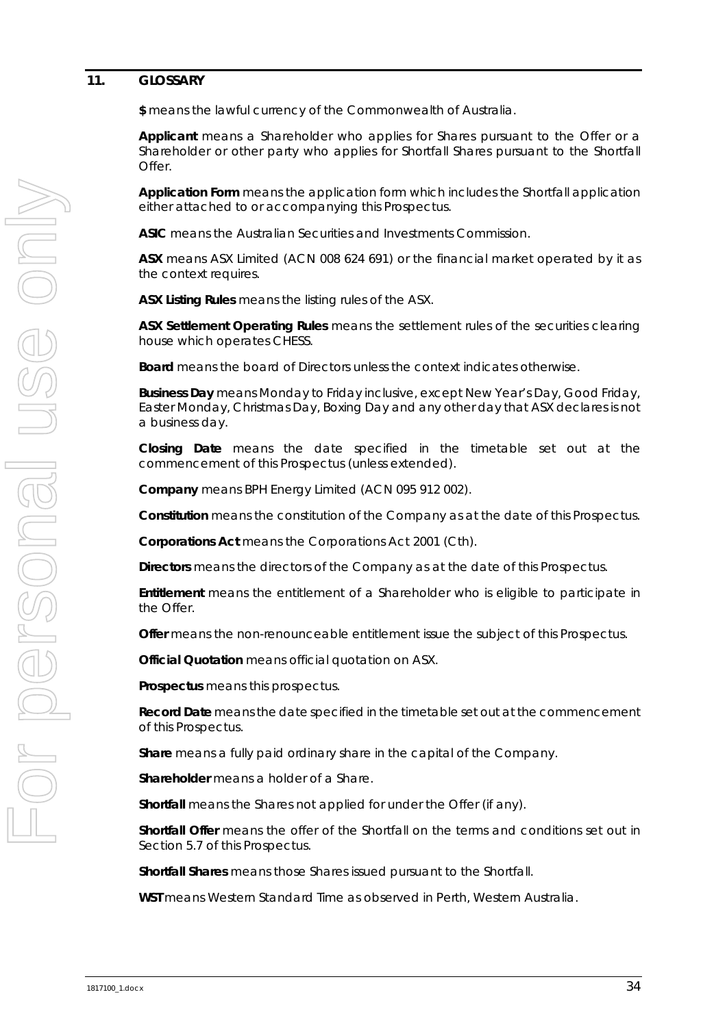## 11. GLOSSARY

**$** means the lawful currency of the Commonwealth of Australia.

**Applicant** means a Shareholder who applies for Shares pursuant to the Offer or a Shareholder or other party who applies for Shortfall Shares pursuant to the Shortfall Offer.

**Application Form** means the application form which includes the Shortfall application either attached to or accompanying this Prospectus.

**ASIC** means the Australian Securities and Investments Commission.

**ASX** means ASX Limited (ACN 008 624 691) or the financial market operated by it as the context requires.

**ASX Listing Rules** means the listing rules of the ASX.

**ASX Settlement Operating Rules** means the settlement rules of the securities clearing house which operates CHESS.

**Board** means the board of Directors unless the context indicates otherwise.

**Business Day** means Monday to Friday inclusive, except New Year's Day, Good Friday, Easter Monday, Christmas Day, Boxing Day and any other day that ASX declares is not a business day.

**Closing Date** means the date specified in the timetable set out at the commencement of this Prospectus (unless extended).

**Company** means BPH Energy Limited (ACN 095 912 002).

**Constitution** means the constitution of the Company as at the date of this Prospectus.

**Corporations Act** means the Corporations Act 2001 (Cth).

**Directors** means the directors of the Company as at the date of this Prospectus.

**Entitlement** means the entitlement of a Shareholder who is eligible to participate in the Offer.

**Offer** means the non-renounceable entitlement issue the subject of this Prospectus.

**Official Quotation** means official quotation on ASX.

**Prospectus** means this prospectus.

**Record Date** means the date specified in the timetable set out at the commencement of this Prospectus.

**Share** means a fully paid ordinary share in the capital of the Company.

**Shareholder** means a holder of a Share.

**Shortfall** means the Shares not applied for under the Offer (if any).

**Shortfall Offer** means the offer of the Shortfall on the terms and conditions set out in Section 5.7 of this Prospectus.

**Shortfall Shares** means those Shares issued pursuant to the Shortfall.

**WST** means Western Standard Time as observed in Perth, Western Australia.